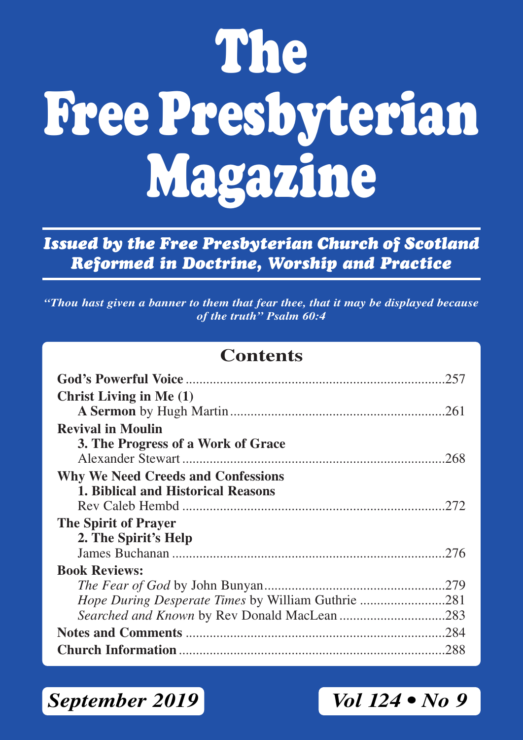# The Free Presbyterian Magazine

***Issued by the Free Presbyterian Church of Scotland***
***Reformed in Doctrine, Worship and Practice***

***"Thou hast given a banner to them that fear thee, that it may be displayed because of the truth" Psalm 60:4***

## Contents

**God's Powerful Voice** .......... 257

**Christ Living in Me (1)**
**A Sermon** by Hugh Martin .......... 261

**Revival in Moulin**
**3. The Progress of a Work of Grace**
Alexander Stewart .......... 268

**Why We Need Creeds and Confessions**
**1. Biblical and Historical Reasons**
Rev Caleb Hembd .......... 272

**The Spirit of Prayer**
**2. The Spirit's Help**
James Buchanan .......... 276

**Book Reviews:**
*The Fear of God* by John Bunyan .......... 279
*Hope During Desperate Times* by William Guthrie .......... 281
*Searched and Known* by Rev Donald MacLean .......... 283

**Notes and Comments** .......... 284

**Church Information** .......... 288

***September 2019*** — ***Vol 124 • No 9***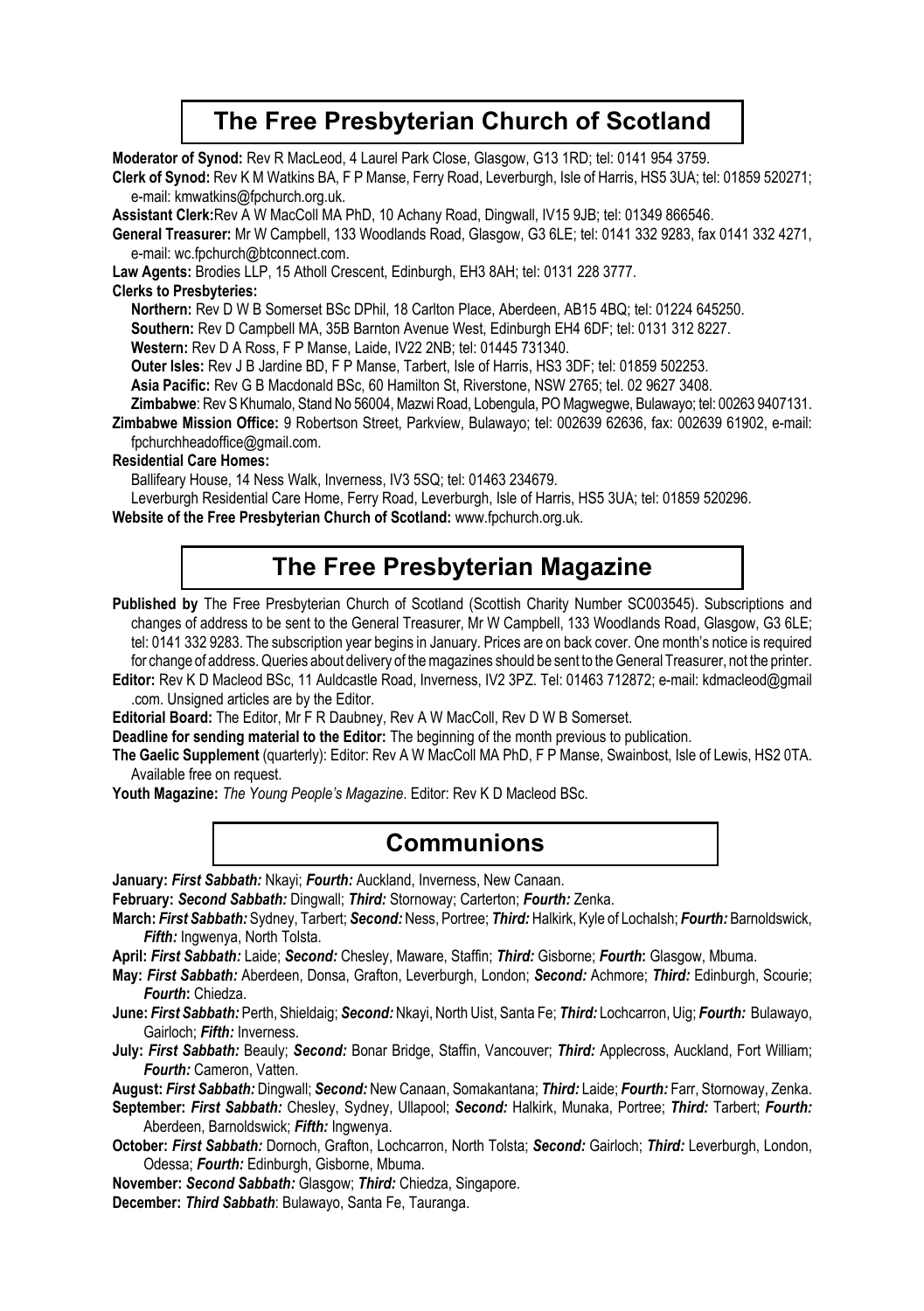## The Free Presbyterian Church of Scotland

**Moderator of Synod:** Rev R MacLeod, 4 Laurel Park Close, Glasgow, G13 1RD; tel: 0141 954 3759.

**Clerk of Synod:** Rev K M Watkins BA, F P Manse, Ferry Road, Leverburgh, Isle of Harris, HS5 3UA; tel: 01859 520271; e-mail: kmwatkins@fpchurch.org.uk.

**Assistant Clerk:** Rev A W MacColl MA PhD, 10 Achany Road, Dingwall, IV15 9JB; tel: 01349 866546.

**General Treasurer:** Mr W Campbell, 133 Woodlands Road, Glasgow, G3 6LE; tel: 0141 332 9283, fax 0141 332 4271, e-mail: wc.fpchurch@btconnect.com.

**Law Agents:** Brodies LLP, 15 Atholl Crescent, Edinburgh, EH3 8AH; tel: 0131 228 3777.

**Clerks to Presbyteries:**

**Northern:** Rev D W B Somerset BSc DPhil, 18 Carlton Place, Aberdeen, AB15 4BQ; tel: 01224 645250.

**Southern:** Rev D Campbell MA, 35B Barnton Avenue West, Edinburgh EH4 6DF; tel: 0131 312 8227.

**Western:** Rev D A Ross, F P Manse, Laide, IV22 2NB; tel: 01445 731340.

**Outer Isles:** Rev J B Jardine BD, F P Manse, Tarbert, Isle of Harris, HS3 3DF; tel: 01859 502253.

**Asia Pacific:** Rev G B Macdonald BSc, 60 Hamilton St, Riverstone, NSW 2765; tel. 02 9627 3408.

**Zimbabwe**: Rev S Khumalo, Stand No 56004, Mazwi Road, Lobengula, PO Magwegwe, Bulawayo; tel: 00263 9407131.

**Zimbabwe Mission Office:** 9 Robertson Street, Parkview, Bulawayo; tel: 002639 62636, fax: 002639 61902, e-mail: fpchurchheadoffice@gmail.com.

**Residential Care Homes:**

Ballifeary House, 14 Ness Walk, Inverness, IV3 5SQ; tel: 01463 234679.

Leverburgh Residential Care Home, Ferry Road, Leverburgh, Isle of Harris, HS5 3UA; tel: 01859 520296.

**Website of the Free Presbyterian Church of Scotland:** www.fpchurch.org.uk.

## The Free Presbyterian Magazine

**Published by** The Free Presbyterian Church of Scotland (Scottish Charity Number SC003545). Subscriptions and changes of address to be sent to the General Treasurer, Mr W Campbell, 133 Woodlands Road, Glasgow, G3 6LE; tel: 0141 332 9283. The subscription year begins in January. Prices are on back cover. One month's notice is required for change of address. Queries about delivery of the magazines should be sent to the General Treasurer, not the printer.

**Editor:** Rev K D Macleod BSc, 11 Auldcastle Road, Inverness, IV2 3PZ. Tel: 01463 712872; e-mail: kdmacleod@gmail.com. Unsigned articles are by the Editor.

**Editorial Board:** The Editor, Mr F R Daubney, Rev A W MacColl, Rev D W B Somerset.

**Deadline for sending material to the Editor:** The beginning of the month previous to publication.

**The Gaelic Supplement** (quarterly): Editor: Rev A W MacColl MA PhD, F P Manse, Swainbost, Isle of Lewis, HS2 0TA. Available free on request.

**Youth Magazine:** *The Young People's Magazine*. Editor: Rev K D Macleod BSc.

## Communions

**January:** ***First Sabbath:*** Nkayi; ***Fourth:*** Auckland, Inverness, New Canaan.

**February:** ***Second Sabbath:*** Dingwall; ***Third:*** Stornoway; Carterton; ***Fourth:*** Zenka.

**March:** ***First Sabbath:*** Sydney, Tarbert; ***Second:*** Ness, Portree; ***Third:*** Halkirk, Kyle of Lochalsh; ***Fourth:*** Barnoldswick, ***Fifth:*** Ingwenya, North Tolsta.

**April:** ***First Sabbath:*** Laide; ***Second:*** Chesley, Maware, Staffin; ***Third:*** Gisborne; ***Fourth*****:** Glasgow, Mbuma.

**May:** ***First Sabbath:*** Aberdeen, Donsa, Grafton, Leverburgh, London; ***Second:*** Achmore; ***Third:*** Edinburgh, Scourie; ***Fourth*****:** Chiedza.

**June:** ***First Sabbath:*** Perth, Shieldaig; ***Second:*** Nkayi, North Uist, Santa Fe; ***Third:*** Lochcarron, Uig; ***Fourth:*** Bulawayo, Gairloch; ***Fifth:*** Inverness.

**July:** ***First Sabbath:*** Beauly; ***Second:*** Bonar Bridge, Staffin, Vancouver; ***Third:*** Applecross, Auckland, Fort William; ***Fourth:*** Cameron, Vatten.

**August:** ***First Sabbath:*** Dingwall; ***Second:*** New Canaan, Somakantana; ***Third:*** Laide; ***Fourth:*** Farr, Stornoway, Zenka.

**September:** ***First Sabbath:*** Chesley, Sydney, Ullapool; ***Second:*** Halkirk, Munaka, Portree; ***Third:*** Tarbert; ***Fourth:*** Aberdeen, Barnoldswick; ***Fifth:*** Ingwenya.

**October:** ***First Sabbath:*** Dornoch, Grafton, Lochcarron, North Tolsta; ***Second:*** Gairloch; ***Third:*** Leverburgh, London, Odessa; ***Fourth:*** Edinburgh, Gisborne, Mbuma.

**November:** ***Second Sabbath:*** Glasgow; ***Third:*** Chiedza, Singapore.

**December:** ***Third Sabbath***: Bulawayo, Santa Fe, Tauranga.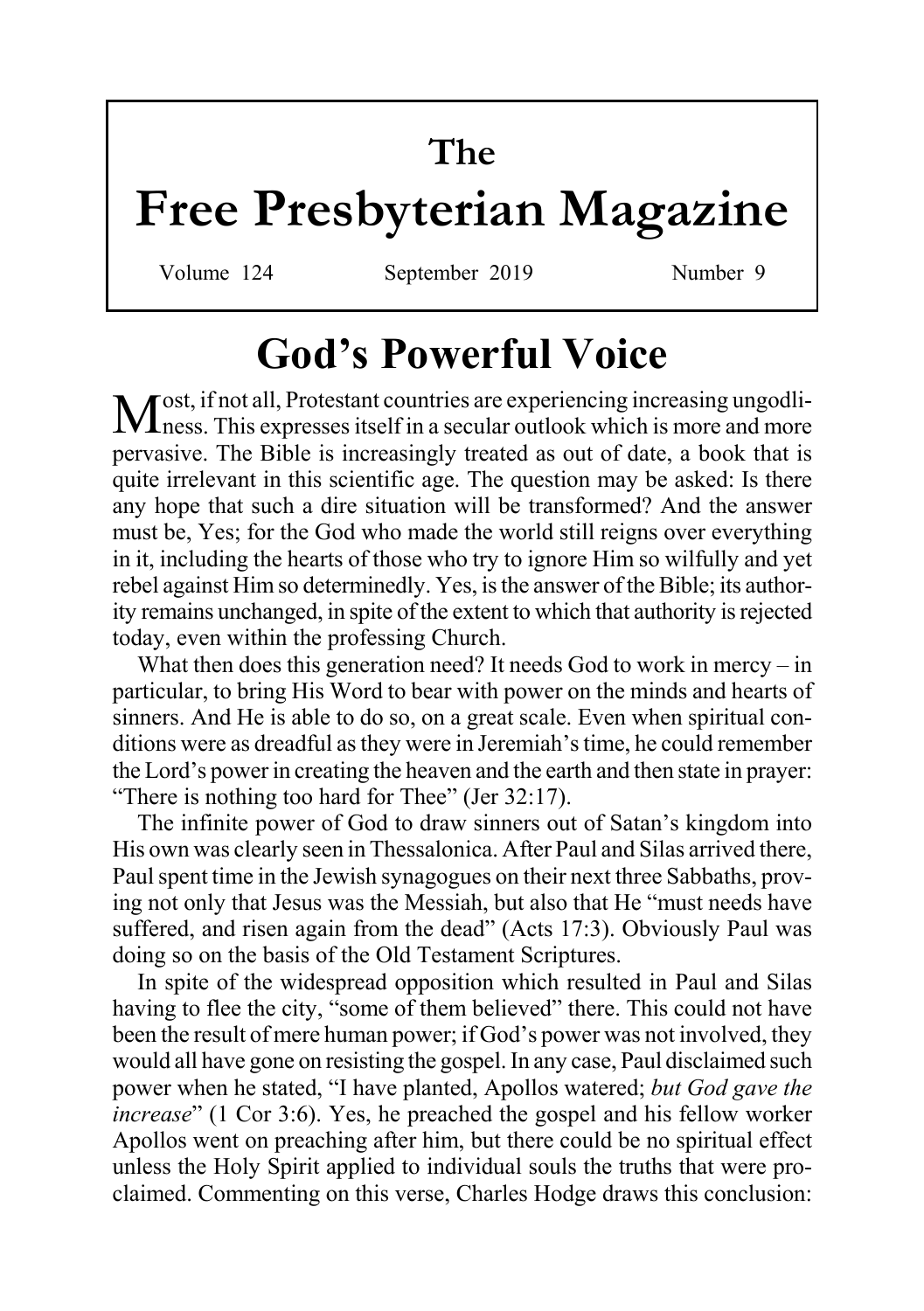# The Free Presbyterian Magazine

Volume 124 September 2019 Number 9

## God's Powerful Voice

Most, if not all, Protestant countries are experiencing increasing ungodliness. This expresses itself in a secular outlook which is more and more pervasive. The Bible is increasingly treated as out of date, a book that is quite irrelevant in this scientific age. The question may be asked: Is there any hope that such a dire situation will be transformed? And the answer must be, Yes; for the God who made the world still reigns over everything in it, including the hearts of those who try to ignore Him so wilfully and yet rebel against Him so determinedly. Yes, is the answer of the Bible; its authority remains unchanged, in spite of the extent to which that authority is rejected today, even within the professing Church.

What then does this generation need? It needs God to work in mercy – in particular, to bring His Word to bear with power on the minds and hearts of sinners. And He is able to do so, on a great scale. Even when spiritual conditions were as dreadful as they were in Jeremiah's time, he could remember the Lord's power in creating the heaven and the earth and then state in prayer: "There is nothing too hard for Thee" (Jer 32:17).

The infinite power of God to draw sinners out of Satan's kingdom into His own was clearly seen in Thessalonica. After Paul and Silas arrived there, Paul spent time in the Jewish synagogues on their next three Sabbaths, proving not only that Jesus was the Messiah, but also that He "must needs have suffered, and risen again from the dead" (Acts 17:3). Obviously Paul was doing so on the basis of the Old Testament Scriptures.

In spite of the widespread opposition which resulted in Paul and Silas having to flee the city, "some of them believed" there. This could not have been the result of mere human power; if God's power was not involved, they would all have gone on resisting the gospel. In any case, Paul disclaimed such power when he stated, "I have planted, Apollos watered; *but God gave the increase*" (1 Cor 3:6). Yes, he preached the gospel and his fellow worker Apollos went on preaching after him, but there could be no spiritual effect unless the Holy Spirit applied to individual souls the truths that were proclaimed. Commenting on this verse, Charles Hodge draws this conclusion: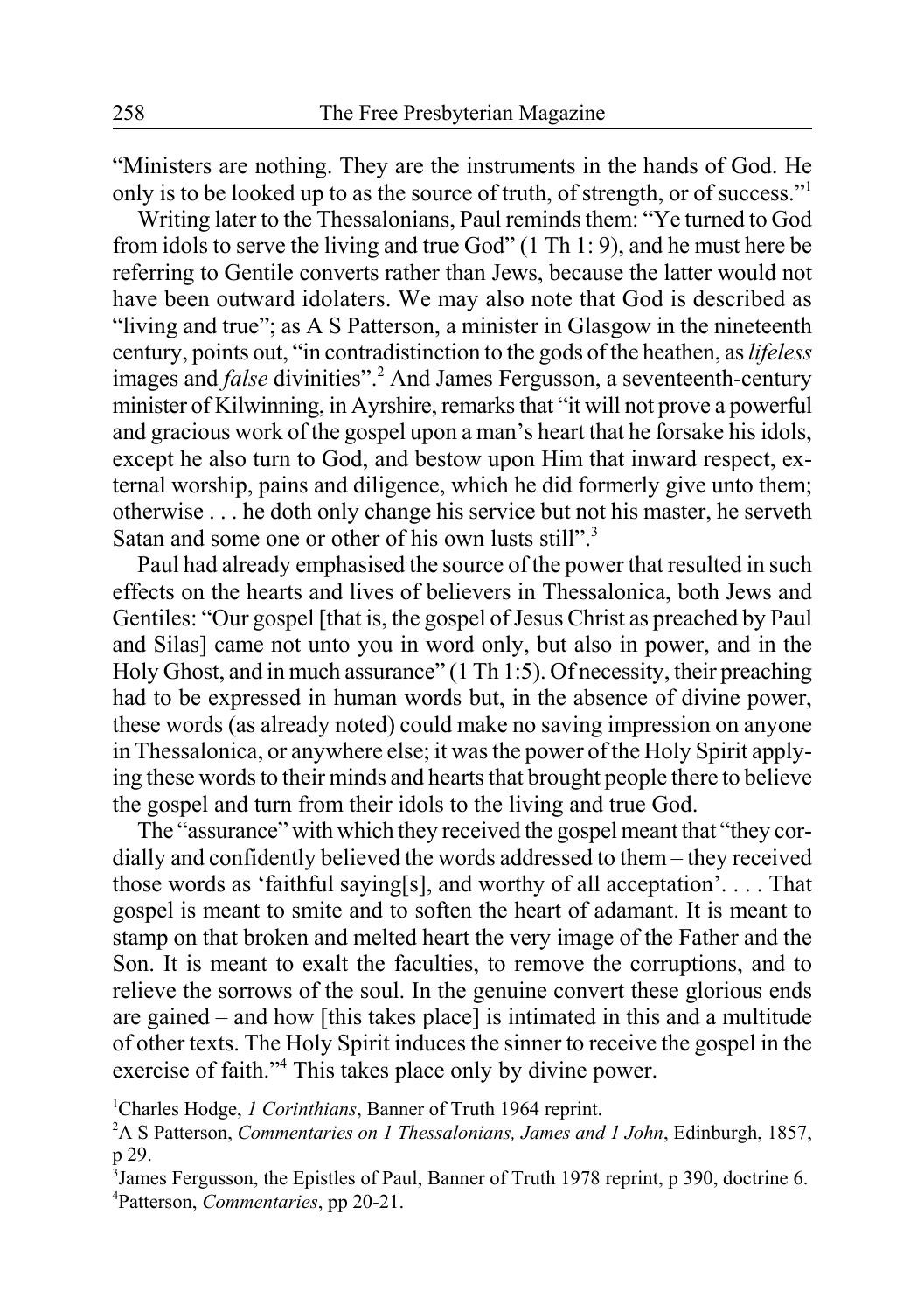"Ministers are nothing. They are the instruments in the hands of God. He only is to be looked up to as the source of truth, of strength, or of success."[1]

Writing later to the Thessalonians, Paul reminds them: "Ye turned to God from idols to serve the living and true God" (1 Th 1: 9), and he must here be referring to Gentile converts rather than Jews, because the latter would not have been outward idolaters. We may also note that God is described as "living and true"; as A S Patterson, a minister in Glasgow in the nineteenth century, points out, "in contradistinction to the gods of the heathen, as *lifeless* images and *false* divinities".[2] And James Fergusson, a seventeenth-century minister of Kilwinning, in Ayrshire, remarks that "it will not prove a powerful and gracious work of the gospel upon a man's heart that he forsake his idols, except he also turn to God, and bestow upon Him that inward respect, external worship, pains and diligence, which he did formerly give unto them; otherwise . . . he doth only change his service but not his master, he serveth Satan and some one or other of his own lusts still".[3]

Paul had already emphasised the source of the power that resulted in such effects on the hearts and lives of believers in Thessalonica, both Jews and Gentiles: "Our gospel [that is, the gospel of Jesus Christ as preached by Paul and Silas] came not unto you in word only, but also in power, and in the Holy Ghost, and in much assurance" (1 Th 1:5). Of necessity, their preaching had to be expressed in human words but, in the absence of divine power, these words (as already noted) could make no saving impression on anyone in Thessalonica, or anywhere else; it was the power of the Holy Spirit applying these words to their minds and hearts that brought people there to believe the gospel and turn from their idols to the living and true God.

The "assurance" with which they received the gospel meant that "they cordially and confidently believed the words addressed to them – they received those words as 'faithful saying[s], and worthy of all acceptation'. . . . That gospel is meant to smite and to soften the heart of adamant. It is meant to stamp on that broken and melted heart the very image of the Father and the Son. It is meant to exalt the faculties, to remove the corruptions, and to relieve the sorrows of the soul. In the genuine convert these glorious ends are gained – and how [this takes place] is intimated in this and a multitude of other texts. The Holy Spirit induces the sinner to receive the gospel in the exercise of faith."[4] This takes place only by divine power.

[1] Charles Hodge, *1 Corinthians*, Banner of Truth 1964 reprint.

[2] A S Patterson, *Commentaries on 1 Thessalonians, James and 1 John*, Edinburgh, 1857, p 29.

[3] James Fergusson, the Epistles of Paul, Banner of Truth 1978 reprint, p 390, doctrine 6.

[4] Patterson, *Commentaries*, pp 20-21.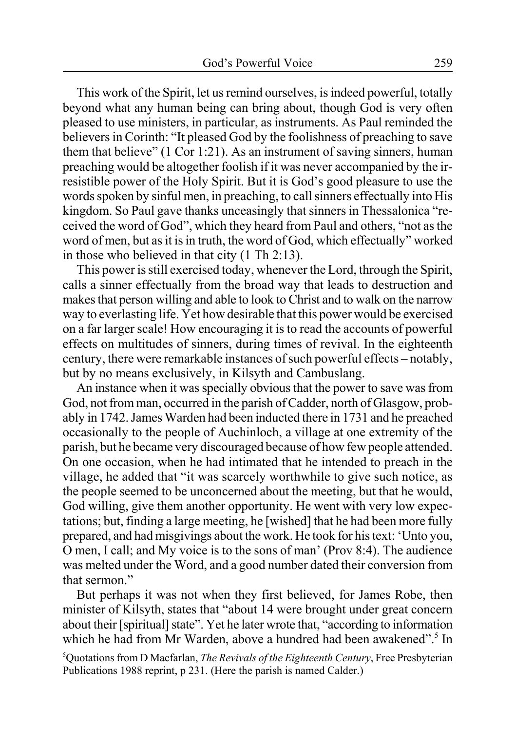This work of the Spirit, let us remind ourselves, is indeed powerful, totally beyond what any human being can bring about, though God is very often pleased to use ministers, in particular, as instruments. As Paul reminded the believers in Corinth: "It pleased God by the foolishness of preaching to save them that believe" (1 Cor 1:21). As an instrument of saving sinners, human preaching would be altogether foolish if it was never accompanied by the irresistible power of the Holy Spirit. But it is God's good pleasure to use the words spoken by sinful men, in preaching, to call sinners effectually into His kingdom. So Paul gave thanks unceasingly that sinners in Thessalonica "received the word of God", which they heard from Paul and others, "not as the word of men, but as it is in truth, the word of God, which effectually" worked in those who believed in that city (1 Th 2:13).

This power is still exercised today, whenever the Lord, through the Spirit, calls a sinner effectually from the broad way that leads to destruction and makes that person willing and able to look to Christ and to walk on the narrow way to everlasting life. Yet how desirable that this power would be exercised on a far larger scale! How encouraging it is to read the accounts of powerful effects on multitudes of sinners, during times of revival. In the eighteenth century, there were remarkable instances of such powerful effects – notably, but by no means exclusively, in Kilsyth and Cambuslang.

An instance when it was specially obvious that the power to save was from God, not from man, occurred in the parish of Cadder, north of Glasgow, probably in 1742. James Warden had been inducted there in 1731 and he preached occasionally to the people of Auchinloch, a village at one extremity of the parish, but he became very discouraged because of how few people attended. On one occasion, when he had intimated that he intended to preach in the village, he added that "it was scarcely worthwhile to give such notice, as the people seemed to be unconcerned about the meeting, but that he would, God willing, give them another opportunity. He went with very low expectations; but, finding a large meeting, he [wished] that he had been more fully prepared, and had misgivings about the work. He took for his text: 'Unto you, O men, I call; and My voice is to the sons of man' (Prov 8:4). The audience was melted under the Word, and a good number dated their conversion from that sermon."

But perhaps it was not when they first believed, for James Robe, then minister of Kilsyth, states that "about 14 were brought under great concern about their [spiritual] state". Yet he later wrote that, "according to information which he had from Mr Warden, above a hundred had been awakened".[5] In

[5]Quotations from D Macfarlan, *The Revivals of the Eighteenth Century*, Free Presbyterian Publications 1988 reprint, p 231. (Here the parish is named Calder.)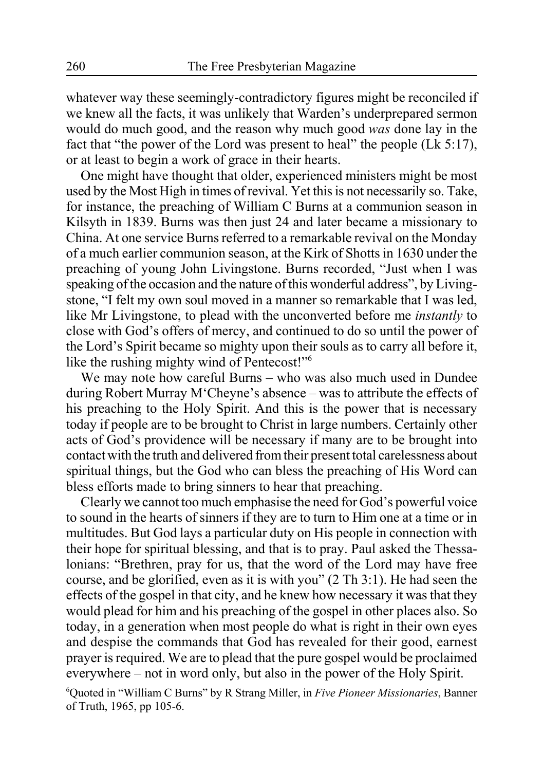whatever way these seemingly-contradictory figures might be reconciled if we knew all the facts, it was unlikely that Warden's underprepared sermon would do much good, and the reason why much good *was* done lay in the fact that "the power of the Lord was present to heal" the people (Lk 5:17), or at least to begin a work of grace in their hearts.

One might have thought that older, experienced ministers might be most used by the Most High in times of revival. Yet this is not necessarily so. Take, for instance, the preaching of William C Burns at a communion season in Kilsyth in 1839. Burns was then just 24 and later became a missionary to China. At one service Burns referred to a remarkable revival on the Monday of a much earlier communion season, at the Kirk of Shotts in 1630 under the preaching of young John Livingstone. Burns recorded, "Just when I was speaking of the occasion and the nature of this wonderful address", by Livingstone, "I felt my own soul moved in a manner so remarkable that I was led, like Mr Livingstone, to plead with the unconverted before me *instantly* to close with God's offers of mercy, and continued to do so until the power of the Lord's Spirit became so mighty upon their souls as to carry all before it, like the rushing mighty wind of Pentecost!"[6]

We may note how careful Burns – who was also much used in Dundee during Robert Murray M'Cheyne's absence – was to attribute the effects of his preaching to the Holy Spirit. And this is the power that is necessary today if people are to be brought to Christ in large numbers. Certainly other acts of God's providence will be necessary if many are to be brought into contact with the truth and delivered from their present total carelessness about spiritual things, but the God who can bless the preaching of His Word can bless efforts made to bring sinners to hear that preaching.

Clearly we cannot too much emphasise the need for God's powerful voice to sound in the hearts of sinners if they are to turn to Him one at a time or in multitudes. But God lays a particular duty on His people in connection with their hope for spiritual blessing, and that is to pray. Paul asked the Thessalonians: "Brethren, pray for us, that the word of the Lord may have free course, and be glorified, even as it is with you" (2 Th 3:1). He had seen the effects of the gospel in that city, and he knew how necessary it was that they would plead for him and his preaching of the gospel in other places also. So today, in a generation when most people do what is right in their own eyes and despise the commands that God has revealed for their good, earnest prayer is required. We are to plead that the pure gospel would be proclaimed everywhere – not in word only, but also in the power of the Holy Spirit.

[6]Quoted in "William C Burns" by R Strang Miller, in *Five Pioneer Missionaries*, Banner of Truth, 1965, pp 105-6.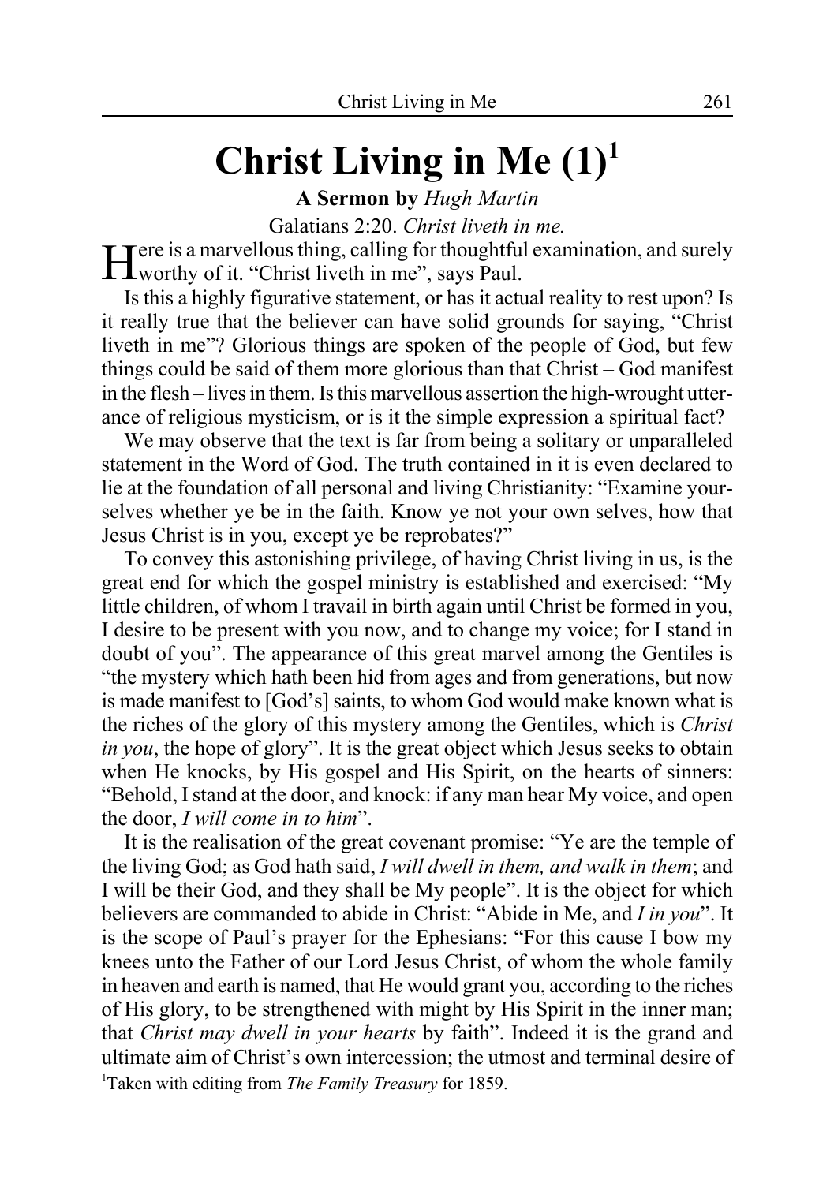# Christ Living in Me (1)[1]

**A Sermon by** *Hugh Martin*

Galatians 2:20. *Christ liveth in me.*

Here is a marvellous thing, calling for thoughtful examination, and surely worthy of it. "Christ liveth in me", says Paul.

Is this a highly figurative statement, or has it actual reality to rest upon? Is it really true that the believer can have solid grounds for saying, "Christ liveth in me"? Glorious things are spoken of the people of God, but few things could be said of them more glorious than that Christ – God manifest in the flesh – lives in them. Is this marvellous assertion the high-wrought utterance of religious mysticism, or is it the simple expression a spiritual fact?

We may observe that the text is far from being a solitary or unparalleled statement in the Word of God. The truth contained in it is even declared to lie at the foundation of all personal and living Christianity: "Examine yourselves whether ye be in the faith. Know ye not your own selves, how that Jesus Christ is in you, except ye be reprobates?"

To convey this astonishing privilege, of having Christ living in us, is the great end for which the gospel ministry is established and exercised: "My little children, of whom I travail in birth again until Christ be formed in you, I desire to be present with you now, and to change my voice; for I stand in doubt of you". The appearance of this great marvel among the Gentiles is "the mystery which hath been hid from ages and from generations, but now is made manifest to [God's] saints, to whom God would make known what is the riches of the glory of this mystery among the Gentiles, which is *Christ in you*, the hope of glory". It is the great object which Jesus seeks to obtain when He knocks, by His gospel and His Spirit, on the hearts of sinners: "Behold, I stand at the door, and knock: if any man hear My voice, and open the door, *I will come in to him*".

It is the realisation of the great covenant promise: "Ye are the temple of the living God; as God hath said, *I will dwell in them, and walk in them*; and I will be their God, and they shall be My people". It is the object for which believers are commanded to abide in Christ: "Abide in Me, and *I in you*". It is the scope of Paul's prayer for the Ephesians: "For this cause I bow my knees unto the Father of our Lord Jesus Christ, of whom the whole family in heaven and earth is named, that He would grant you, according to the riches of His glory, to be strengthened with might by His Spirit in the inner man; that *Christ may dwell in your hearts* by faith". Indeed it is the grand and ultimate aim of Christ's own intercession; the utmost and terminal desire of

[1]Taken with editing from *The Family Treasury* for 1859.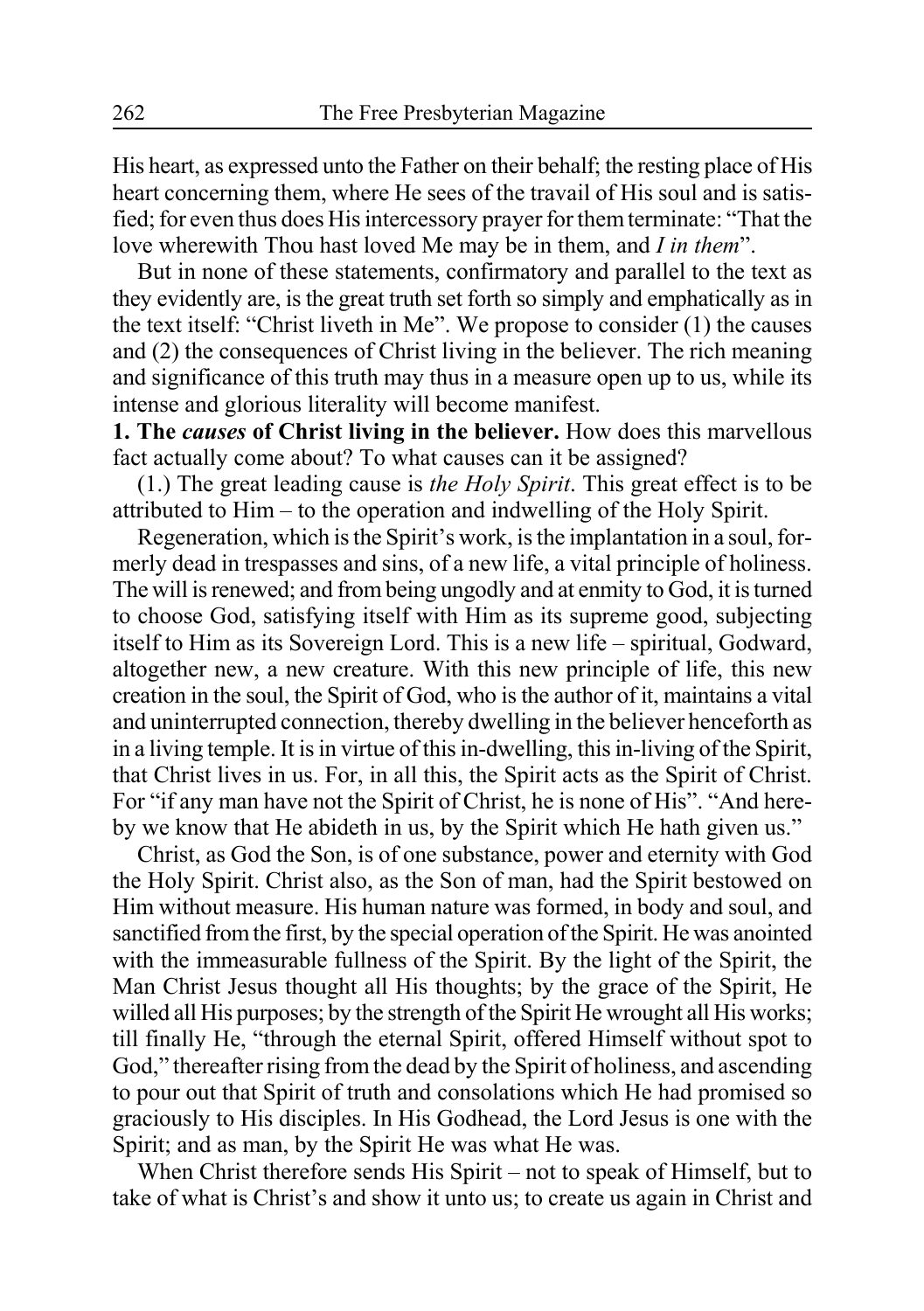His heart, as expressed unto the Father on their behalf; the resting place of His heart concerning them, where He sees of the travail of His soul and is satisfied; for even thus does His intercessory prayer for them terminate: "That the love wherewith Thou hast loved Me may be in them, and *I in them*".

But in none of these statements, confirmatory and parallel to the text as they evidently are, is the great truth set forth so simply and emphatically as in the text itself: "Christ liveth in Me". We propose to consider (1) the causes and (2) the consequences of Christ living in the believer. The rich meaning and significance of this truth may thus in a measure open up to us, while its intense and glorious literality will become manifest.

**1. The *causes* of Christ living in the believer.** How does this marvellous fact actually come about? To what causes can it be assigned?

(1.) The great leading cause is *the Holy Spirit*. This great effect is to be attributed to Him – to the operation and indwelling of the Holy Spirit.

Regeneration, which is the Spirit's work, is the implantation in a soul, formerly dead in trespasses and sins, of a new life, a vital principle of holiness. The will is renewed; and from being ungodly and at enmity to God, it is turned to choose God, satisfying itself with Him as its supreme good, subjecting itself to Him as its Sovereign Lord. This is a new life – spiritual, Godward, altogether new, a new creature. With this new principle of life, this new creation in the soul, the Spirit of God, who is the author of it, maintains a vital and uninterrupted connection, thereby dwelling in the believer henceforth as in a living temple. It is in virtue of this in-dwelling, this in-living of the Spirit, that Christ lives in us. For, in all this, the Spirit acts as the Spirit of Christ. For "if any man have not the Spirit of Christ, he is none of His". "And hereby we know that He abideth in us, by the Spirit which He hath given us."

Christ, as God the Son, is of one substance, power and eternity with God the Holy Spirit. Christ also, as the Son of man, had the Spirit bestowed on Him without measure. His human nature was formed, in body and soul, and sanctified from the first, by the special operation of the Spirit. He was anointed with the immeasurable fullness of the Spirit. By the light of the Spirit, the Man Christ Jesus thought all His thoughts; by the grace of the Spirit, He willed all His purposes; by the strength of the Spirit He wrought all His works; till finally He, "through the eternal Spirit, offered Himself without spot to God," thereafter rising from the dead by the Spirit of holiness, and ascending to pour out that Spirit of truth and consolations which He had promised so graciously to His disciples. In His Godhead, the Lord Jesus is one with the Spirit; and as man, by the Spirit He was what He was.

When Christ therefore sends His Spirit – not to speak of Himself, but to take of what is Christ's and show it unto us; to create us again in Christ and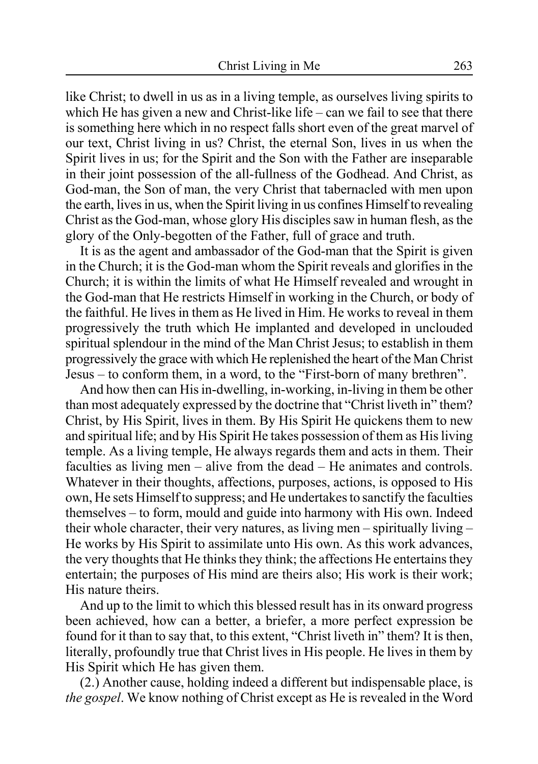like Christ; to dwell in us as in a living temple, as ourselves living spirits to which He has given a new and Christ-like life – can we fail to see that there is something here which in no respect falls short even of the great marvel of our text, Christ living in us? Christ, the eternal Son, lives in us when the Spirit lives in us; for the Spirit and the Son with the Father are inseparable in their joint possession of the all-fullness of the Godhead. And Christ, as God-man, the Son of man, the very Christ that tabernacled with men upon the earth, lives in us, when the Spirit living in us confines Himself to revealing Christ as the God-man, whose glory His disciples saw in human flesh, as the glory of the Only-begotten of the Father, full of grace and truth.

It is as the agent and ambassador of the God-man that the Spirit is given in the Church; it is the God-man whom the Spirit reveals and glorifies in the Church; it is within the limits of what He Himself revealed and wrought in the God-man that He restricts Himself in working in the Church, or body of the faithful. He lives in them as He lived in Him. He works to reveal in them progressively the truth which He implanted and developed in unclouded spiritual splendour in the mind of the Man Christ Jesus; to establish in them progressively the grace with which He replenished the heart of the Man Christ Jesus – to conform them, in a word, to the "First-born of many brethren".

And how then can His in-dwelling, in-working, in-living in them be other than most adequately expressed by the doctrine that "Christ liveth in" them? Christ, by His Spirit, lives in them. By His Spirit He quickens them to new and spiritual life; and by His Spirit He takes possession of them as His living temple. As a living temple, He always regards them and acts in them. Their faculties as living men – alive from the dead – He animates and controls. Whatever in their thoughts, affections, purposes, actions, is opposed to His own, He sets Himself to suppress; and He undertakes to sanctify the faculties themselves – to form, mould and guide into harmony with His own. Indeed their whole character, their very natures, as living men – spiritually living – He works by His Spirit to assimilate unto His own. As this work advances, the very thoughts that He thinks they think; the affections He entertains they entertain; the purposes of His mind are theirs also; His work is their work; His nature theirs.

And up to the limit to which this blessed result has in its onward progress been achieved, how can a better, a briefer, a more perfect expression be found for it than to say that, to this extent, "Christ liveth in" them? It is then, literally, profoundly true that Christ lives in His people. He lives in them by His Spirit which He has given them.

(2.) Another cause, holding indeed a different but indispensable place, is *the gospel*. We know nothing of Christ except as He is revealed in the Word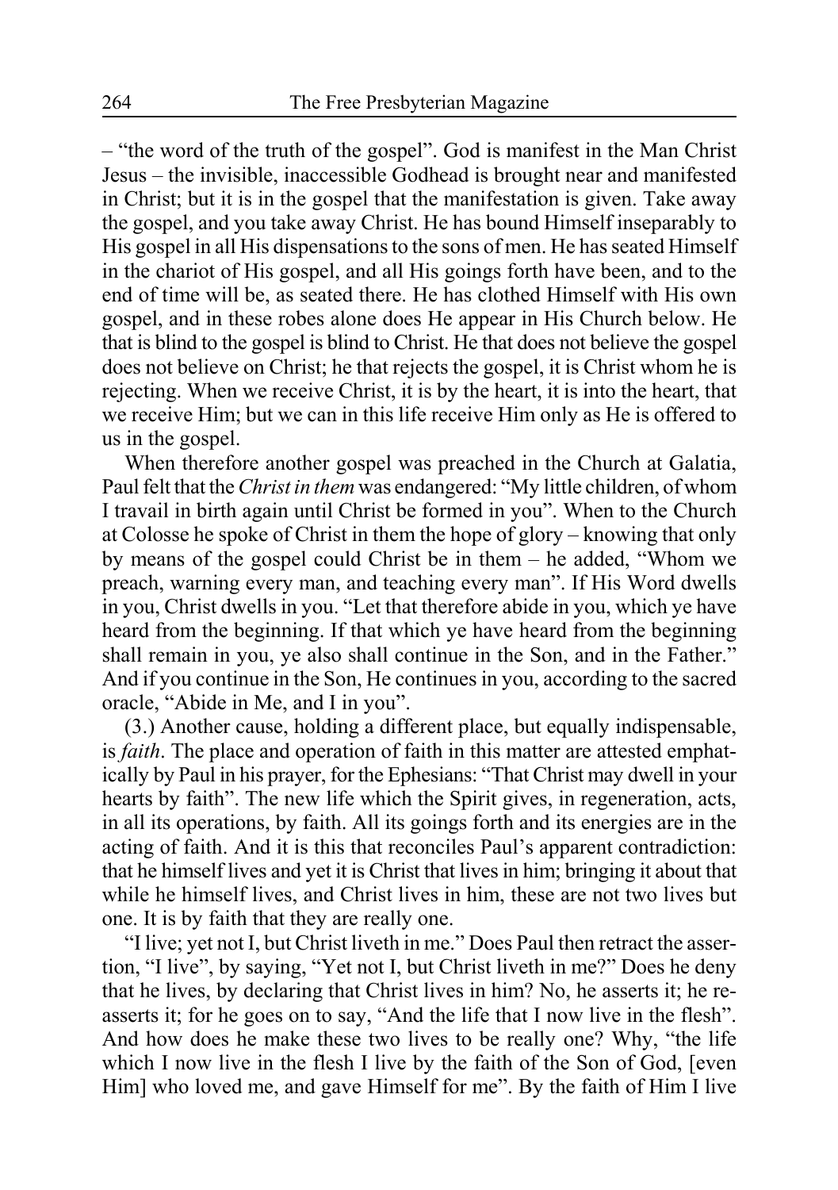– "the word of the truth of the gospel". God is manifest in the Man Christ Jesus – the invisible, inaccessible Godhead is brought near and manifested in Christ; but it is in the gospel that the manifestation is given. Take away the gospel, and you take away Christ. He has bound Himself inseparably to His gospel in all His dispensations to the sons of men. He has seated Himself in the chariot of His gospel, and all His goings forth have been, and to the end of time will be, as seated there. He has clothed Himself with His own gospel, and in these robes alone does He appear in His Church below. He that is blind to the gospel is blind to Christ. He that does not believe the gospel does not believe on Christ; he that rejects the gospel, it is Christ whom he is rejecting. When we receive Christ, it is by the heart, it is into the heart, that we receive Him; but we can in this life receive Him only as He is offered to us in the gospel.

When therefore another gospel was preached in the Church at Galatia, Paul felt that the *Christ in them* was endangered: "My little children, of whom I travail in birth again until Christ be formed in you". When to the Church at Colosse he spoke of Christ in them the hope of glory – knowing that only by means of the gospel could Christ be in them – he added, "Whom we preach, warning every man, and teaching every man". If His Word dwells in you, Christ dwells in you. "Let that therefore abide in you, which ye have heard from the beginning. If that which ye have heard from the beginning shall remain in you, ye also shall continue in the Son, and in the Father." And if you continue in the Son, He continues in you, according to the sacred oracle, "Abide in Me, and I in you".

(3.) Another cause, holding a different place, but equally indispensable, is *faith*. The place and operation of faith in this matter are attested emphatically by Paul in his prayer, for the Ephesians: "That Christ may dwell in your hearts by faith". The new life which the Spirit gives, in regeneration, acts, in all its operations, by faith. All its goings forth and its energies are in the acting of faith. And it is this that reconciles Paul's apparent contradiction: that he himself lives and yet it is Christ that lives in him; bringing it about that while he himself lives, and Christ lives in him, these are not two lives but one. It is by faith that they are really one.

"I live; yet not I, but Christ liveth in me." Does Paul then retract the assertion, "I live", by saying, "Yet not I, but Christ liveth in me?" Does he deny that he lives, by declaring that Christ lives in him? No, he asserts it; he re-asserts it; for he goes on to say, "And the life that I now live in the flesh". And how does he make these two lives to be really one? Why, "the life which I now live in the flesh I live by the faith of the Son of God, [even Him] who loved me, and gave Himself for me". By the faith of Him I live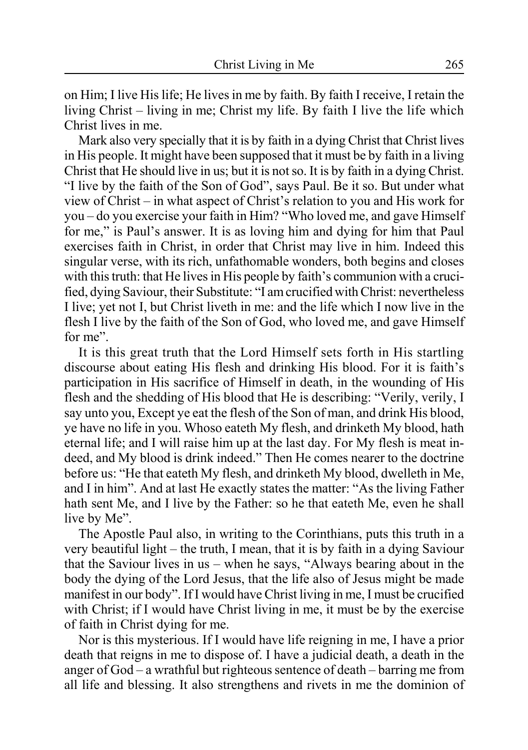on Him; I live His life; He lives in me by faith. By faith I receive, I retain the living Christ – living in me; Christ my life. By faith I live the life which Christ lives in me.

Mark also very specially that it is by faith in a dying Christ that Christ lives in His people. It might have been supposed that it must be by faith in a living Christ that He should live in us; but it is not so. It is by faith in a dying Christ. "I live by the faith of the Son of God", says Paul. Be it so. But under what view of Christ – in what aspect of Christ's relation to you and His work for you – do you exercise your faith in Him? "Who loved me, and gave Himself for me," is Paul's answer. It is as loving him and dying for him that Paul exercises faith in Christ, in order that Christ may live in him. Indeed this singular verse, with its rich, unfathomable wonders, both begins and closes with this truth: that He lives in His people by faith's communion with a crucified, dying Saviour, their Substitute: "I am crucified with Christ: nevertheless I live; yet not I, but Christ liveth in me: and the life which I now live in the flesh I live by the faith of the Son of God, who loved me, and gave Himself for me".

It is this great truth that the Lord Himself sets forth in His startling discourse about eating His flesh and drinking His blood. For it is faith's participation in His sacrifice of Himself in death, in the wounding of His flesh and the shedding of His blood that He is describing: "Verily, verily, I say unto you, Except ye eat the flesh of the Son of man, and drink His blood, ye have no life in you. Whoso eateth My flesh, and drinketh My blood, hath eternal life; and I will raise him up at the last day. For My flesh is meat indeed, and My blood is drink indeed." Then He comes nearer to the doctrine before us: "He that eateth My flesh, and drinketh My blood, dwelleth in Me, and I in him". And at last He exactly states the matter: "As the living Father hath sent Me, and I live by the Father: so he that eateth Me, even he shall live by Me".

The Apostle Paul also, in writing to the Corinthians, puts this truth in a very beautiful light – the truth, I mean, that it is by faith in a dying Saviour that the Saviour lives in us – when he says, "Always bearing about in the body the dying of the Lord Jesus, that the life also of Jesus might be made manifest in our body". If I would have Christ living in me, I must be crucified with Christ; if I would have Christ living in me, it must be by the exercise of faith in Christ dying for me.

Nor is this mysterious. If I would have life reigning in me, I have a prior death that reigns in me to dispose of. I have a judicial death, a death in the anger of God – a wrathful but righteous sentence of death – barring me from all life and blessing. It also strengthens and rivets in me the dominion of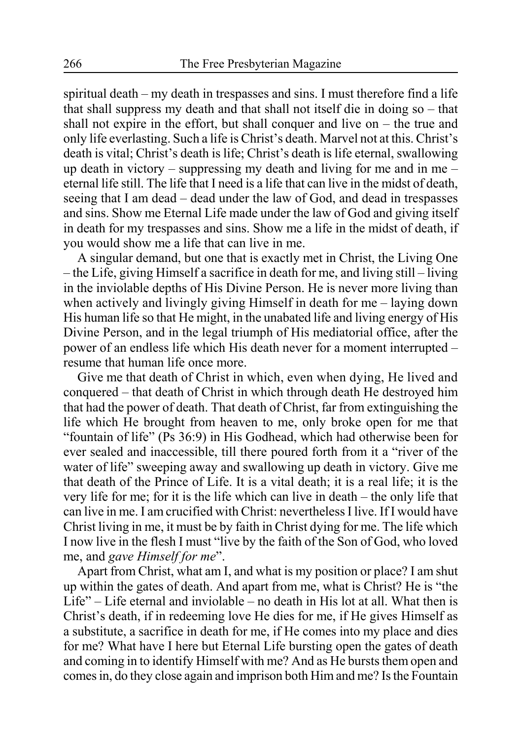spiritual death – my death in trespasses and sins. I must therefore find a life that shall suppress my death and that shall not itself die in doing so – that shall not expire in the effort, but shall conquer and live on – the true and only life everlasting. Such a life is Christ's death. Marvel not at this. Christ's death is vital; Christ's death is life; Christ's death is life eternal, swallowing up death in victory – suppressing my death and living for me and in me – eternal life still. The life that I need is a life that can live in the midst of death, seeing that I am dead – dead under the law of God, and dead in trespasses and sins. Show me Eternal Life made under the law of God and giving itself in death for my trespasses and sins. Show me a life in the midst of death, if you would show me a life that can live in me.

A singular demand, but one that is exactly met in Christ, the Living One – the Life, giving Himself a sacrifice in death for me, and living still – living in the inviolable depths of His Divine Person. He is never more living than when actively and livingly giving Himself in death for me – laying down His human life so that He might, in the unabated life and living energy of His Divine Person, and in the legal triumph of His mediatorial office, after the power of an endless life which His death never for a moment interrupted – resume that human life once more.

Give me that death of Christ in which, even when dying, He lived and conquered – that death of Christ in which through death He destroyed him that had the power of death. That death of Christ, far from extinguishing the life which He brought from heaven to me, only broke open for me that "fountain of life" (Ps 36:9) in His Godhead, which had otherwise been for ever sealed and inaccessible, till there poured forth from it a "river of the water of life" sweeping away and swallowing up death in victory. Give me that death of the Prince of Life. It is a vital death; it is a real life; it is the very life for me; for it is the life which can live in death – the only life that can live in me. I am crucified with Christ: nevertheless I live. If I would have Christ living in me, it must be by faith in Christ dying for me. The life which I now live in the flesh I must "live by the faith of the Son of God, who loved me, and *gave Himself for me*".

Apart from Christ, what am I, and what is my position or place? I am shut up within the gates of death. And apart from me, what is Christ? He is "the Life" – Life eternal and inviolable – no death in His lot at all. What then is Christ's death, if in redeeming love He dies for me, if He gives Himself as a substitute, a sacrifice in death for me, if He comes into my place and dies for me? What have I here but Eternal Life bursting open the gates of death and coming in to identify Himself with me? And as He bursts them open and comes in, do they close again and imprison both Him and me? Is the Fountain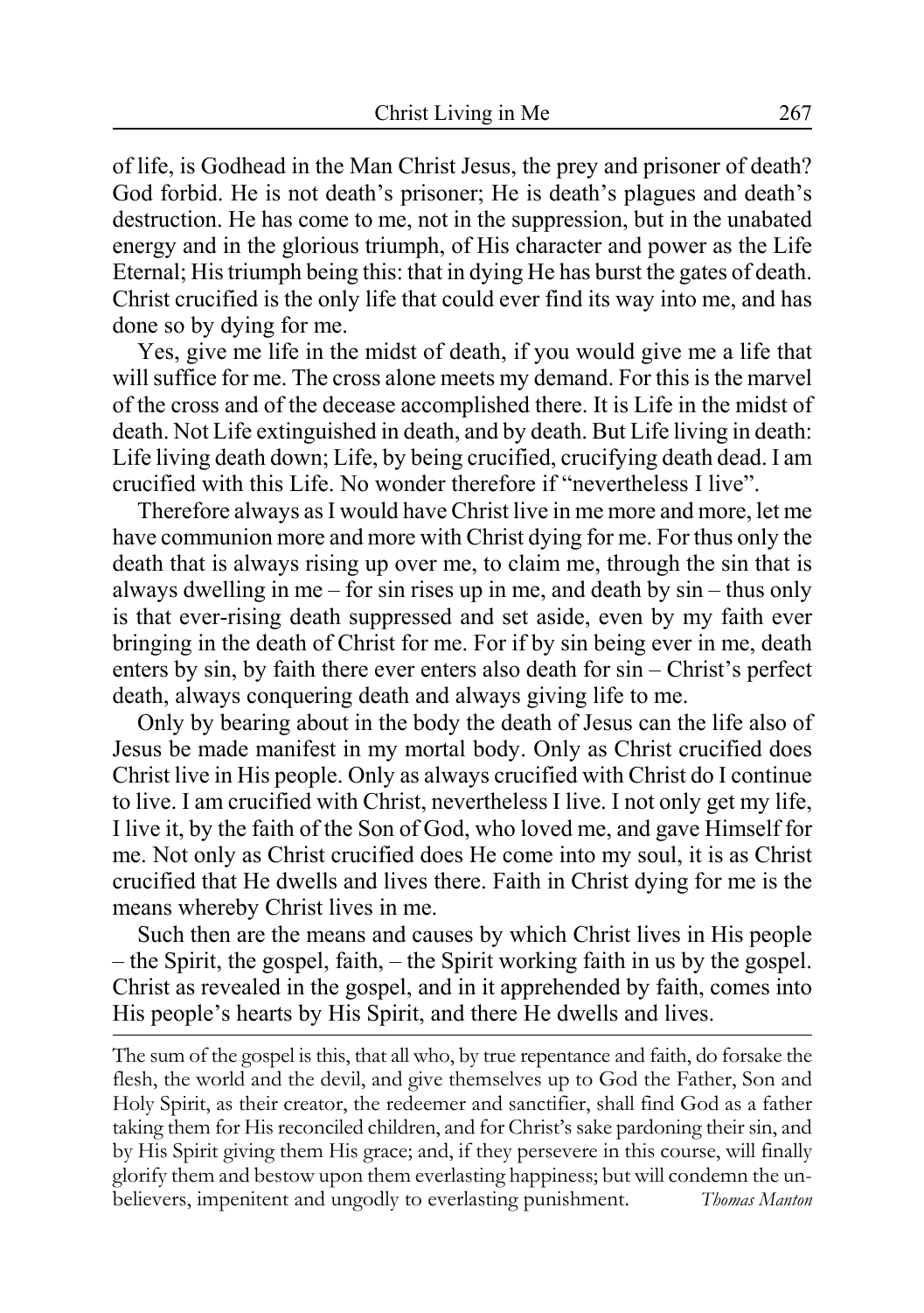of life, is Godhead in the Man Christ Jesus, the prey and prisoner of death? God forbid. He is not death's prisoner; He is death's plagues and death's destruction. He has come to me, not in the suppression, but in the unabated energy and in the glorious triumph, of His character and power as the Life Eternal; His triumph being this: that in dying He has burst the gates of death. Christ crucified is the only life that could ever find its way into me, and has done so by dying for me.

Yes, give me life in the midst of death, if you would give me a life that will suffice for me. The cross alone meets my demand. For this is the marvel of the cross and of the decease accomplished there. It is Life in the midst of death. Not Life extinguished in death, and by death. But Life living in death: Life living death down; Life, by being crucified, crucifying death dead. I am crucified with this Life. No wonder therefore if "nevertheless I live".

Therefore always as I would have Christ live in me more and more, let me have communion more and more with Christ dying for me. For thus only the death that is always rising up over me, to claim me, through the sin that is always dwelling in me – for sin rises up in me, and death by sin – thus only is that ever-rising death suppressed and set aside, even by my faith ever bringing in the death of Christ for me. For if by sin being ever in me, death enters by sin, by faith there ever enters also death for sin – Christ's perfect death, always conquering death and always giving life to me.

Only by bearing about in the body the death of Jesus can the life also of Jesus be made manifest in my mortal body. Only as Christ crucified does Christ live in His people. Only as always crucified with Christ do I continue to live. I am crucified with Christ, nevertheless I live. I not only get my life, I live it, by the faith of the Son of God, who loved me, and gave Himself for me. Not only as Christ crucified does He come into my soul, it is as Christ crucified that He dwells and lives there. Faith in Christ dying for me is the means whereby Christ lives in me.

Such then are the means and causes by which Christ lives in His people – the Spirit, the gospel, faith, – the Spirit working faith in us by the gospel. Christ as revealed in the gospel, and in it apprehended by faith, comes into His people's hearts by His Spirit, and there He dwells and lives.

---

The sum of the gospel is this, that all who, by true repentance and faith, do forsake the flesh, the world and the devil, and give themselves up to God the Father, Son and Holy Spirit, as their creator, the redeemer and sanctifier, shall find God as a father taking them for His reconciled children, and for Christ's sake pardoning their sin, and by His Spirit giving them His grace; and, if they persevere in this course, will finally glorify them and bestow upon them everlasting happiness; but will condemn the unbelievers, impenitent and ungodly to everlasting punishment. *Thomas Manton*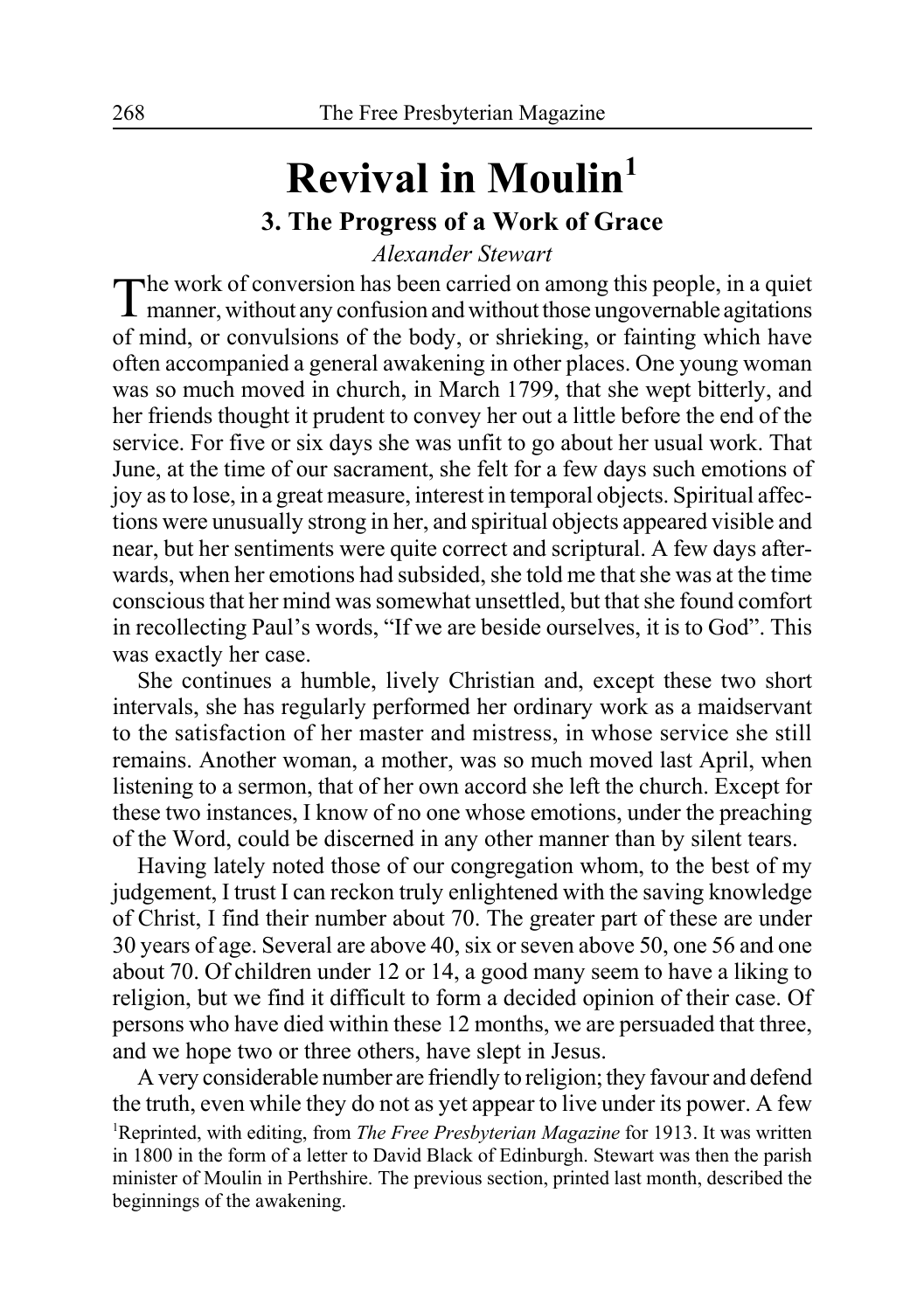# Revival in Moulin[1]

### 3. The Progress of a Work of Grace

*Alexander Stewart*

The work of conversion has been carried on among this people, in a quiet manner, without any confusion and without those ungovernable agitations of mind, or convulsions of the body, or shrieking, or fainting which have often accompanied a general awakening in other places. One young woman was so much moved in church, in March 1799, that she wept bitterly, and her friends thought it prudent to convey her out a little before the end of the service. For five or six days she was unfit to go about her usual work. That June, at the time of our sacrament, she felt for a few days such emotions of joy as to lose, in a great measure, interest in temporal objects. Spiritual affections were unusually strong in her, and spiritual objects appeared visible and near, but her sentiments were quite correct and scriptural. A few days afterwards, when her emotions had subsided, she told me that she was at the time conscious that her mind was somewhat unsettled, but that she found comfort in recollecting Paul's words, "If we are beside ourselves, it is to God". This was exactly her case.

She continues a humble, lively Christian and, except these two short intervals, she has regularly performed her ordinary work as a maidservant to the satisfaction of her master and mistress, in whose service she still remains. Another woman, a mother, was so much moved last April, when listening to a sermon, that of her own accord she left the church. Except for these two instances, I know of no one whose emotions, under the preaching of the Word, could be discerned in any other manner than by silent tears.

Having lately noted those of our congregation whom, to the best of my judgement, I trust I can reckon truly enlightened with the saving knowledge of Christ, I find their number about 70. The greater part of these are under 30 years of age. Several are above 40, six or seven above 50, one 56 and one about 70. Of children under 12 or 14, a good many seem to have a liking to religion, but we find it difficult to form a decided opinion of their case. Of persons who have died within these 12 months, we are persuaded that three, and we hope two or three others, have slept in Jesus.

A very considerable number are friendly to religion; they favour and defend the truth, even while they do not as yet appear to live under its power. A few

[1]Reprinted, with editing, from *The Free Presbyterian Magazine* for 1913. It was written in 1800 in the form of a letter to David Black of Edinburgh. Stewart was then the parish minister of Moulin in Perthshire. The previous section, printed last month, described the beginnings of the awakening.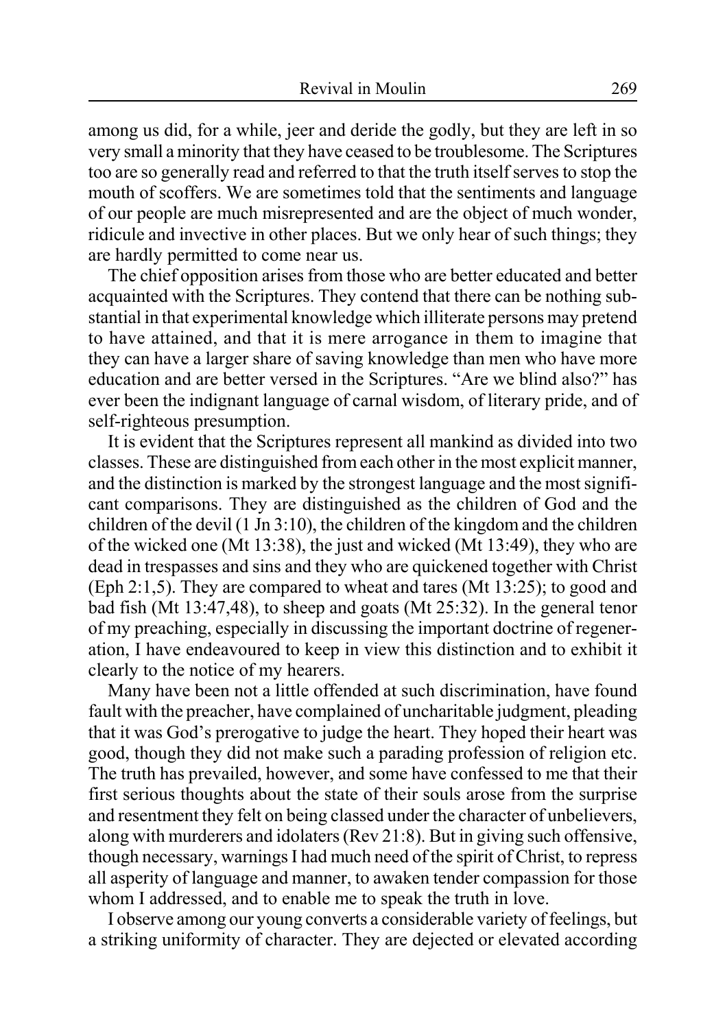among us did, for a while, jeer and deride the godly, but they are left in so very small a minority that they have ceased to be troublesome. The Scriptures too are so generally read and referred to that the truth itself serves to stop the mouth of scoffers. We are sometimes told that the sentiments and language of our people are much misrepresented and are the object of much wonder, ridicule and invective in other places. But we only hear of such things; they are hardly permitted to come near us.

The chief opposition arises from those who are better educated and better acquainted with the Scriptures. They contend that there can be nothing substantial in that experimental knowledge which illiterate persons may pretend to have attained, and that it is mere arrogance in them to imagine that they can have a larger share of saving knowledge than men who have more education and are better versed in the Scriptures. "Are we blind also?" has ever been the indignant language of carnal wisdom, of literary pride, and of self-righteous presumption.

It is evident that the Scriptures represent all mankind as divided into two classes. These are distinguished from each other in the most explicit manner, and the distinction is marked by the strongest language and the most significant comparisons. They are distinguished as the children of God and the children of the devil (1 Jn 3:10), the children of the kingdom and the children of the wicked one (Mt 13:38), the just and wicked (Mt 13:49), they who are dead in trespasses and sins and they who are quickened together with Christ (Eph 2:1,5). They are compared to wheat and tares (Mt 13:25); to good and bad fish (Mt 13:47,48), to sheep and goats (Mt 25:32). In the general tenor of my preaching, especially in discussing the important doctrine of regeneration, I have endeavoured to keep in view this distinction and to exhibit it clearly to the notice of my hearers.

Many have been not a little offended at such discrimination, have found fault with the preacher, have complained of uncharitable judgment, pleading that it was God's prerogative to judge the heart. They hoped their heart was good, though they did not make such a parading profession of religion etc. The truth has prevailed, however, and some have confessed to me that their first serious thoughts about the state of their souls arose from the surprise and resentment they felt on being classed under the character of unbelievers, along with murderers and idolaters (Rev 21:8). But in giving such offensive, though necessary, warnings I had much need of the spirit of Christ, to repress all asperity of language and manner, to awaken tender compassion for those whom I addressed, and to enable me to speak the truth in love.

I observe among our young converts a considerable variety of feelings, but a striking uniformity of character. They are dejected or elevated according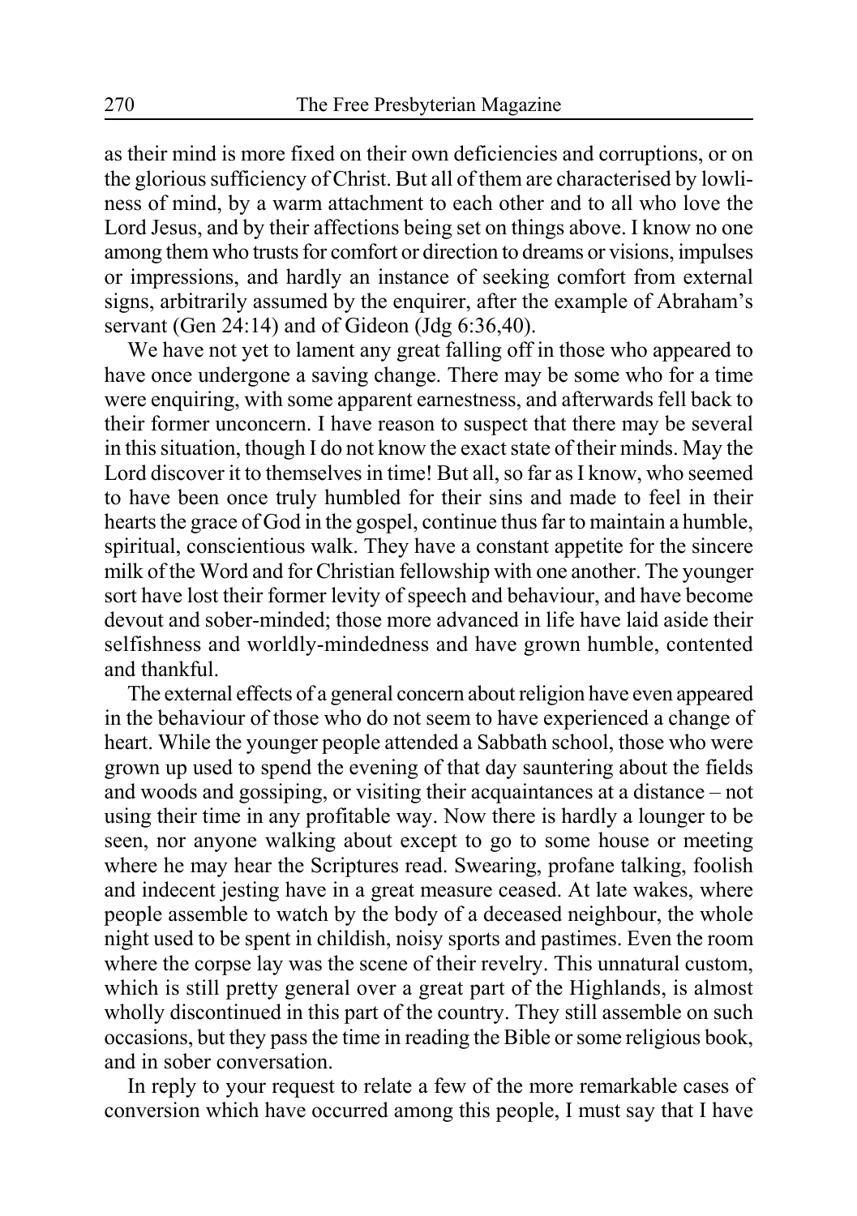as their mind is more fixed on their own deficiencies and corruptions, or on the glorious sufficiency of Christ. But all of them are characterised by lowliness of mind, by a warm attachment to each other and to all who love the Lord Jesus, and by their affections being set on things above. I know no one among them who trusts for comfort or direction to dreams or visions, impulses or impressions, and hardly an instance of seeking comfort from external signs, arbitrarily assumed by the enquirer, after the example of Abraham's servant (Gen 24:14) and of Gideon (Jdg 6:36,40).

We have not yet to lament any great falling off in those who appeared to have once undergone a saving change. There may be some who for a time were enquiring, with some apparent earnestness, and afterwards fell back to their former unconcern. I have reason to suspect that there may be several in this situation, though I do not know the exact state of their minds. May the Lord discover it to themselves in time! But all, so far as I know, who seemed to have been once truly humbled for their sins and made to feel in their hearts the grace of God in the gospel, continue thus far to maintain a humble, spiritual, conscientious walk. They have a constant appetite for the sincere milk of the Word and for Christian fellowship with one another. The younger sort have lost their former levity of speech and behaviour, and have become devout and sober-minded; those more advanced in life have laid aside their selfishness and worldly-mindedness and have grown humble, contented and thankful.

The external effects of a general concern about religion have even appeared in the behaviour of those who do not seem to have experienced a change of heart. While the younger people attended a Sabbath school, those who were grown up used to spend the evening of that day sauntering about the fields and woods and gossiping, or visiting their acquaintances at a distance – not using their time in any profitable way. Now there is hardly a lounger to be seen, nor anyone walking about except to go to some house or meeting where he may hear the Scriptures read. Swearing, profane talking, foolish and indecent jesting have in a great measure ceased. At late wakes, where people assemble to watch by the body of a deceased neighbour, the whole night used to be spent in childish, noisy sports and pastimes. Even the room where the corpse lay was the scene of their revelry. This unnatural custom, which is still pretty general over a great part of the Highlands, is almost wholly discontinued in this part of the country. They still assemble on such occasions, but they pass the time in reading the Bible or some religious book, and in sober conversation.

In reply to your request to relate a few of the more remarkable cases of conversion which have occurred among this people, I must say that I have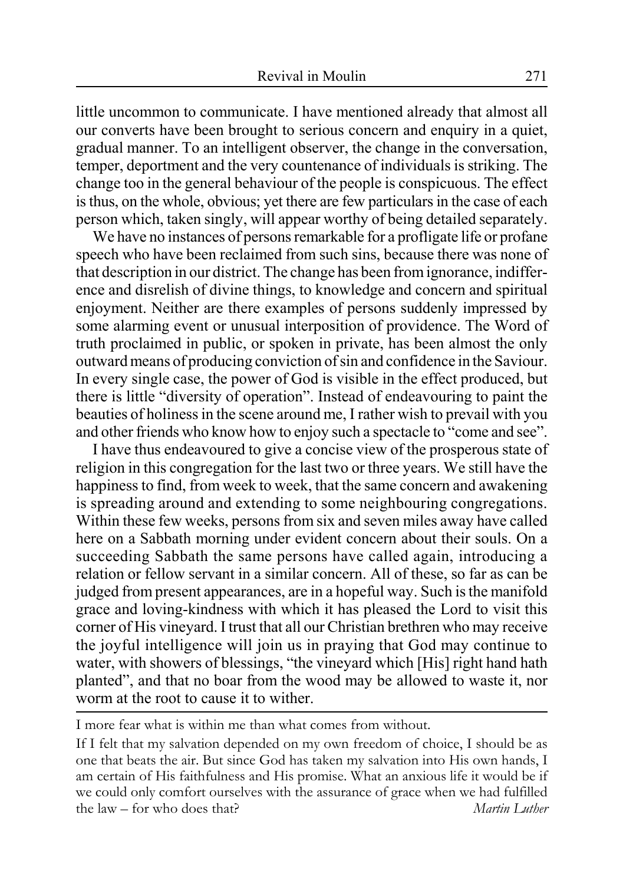little uncommon to communicate. I have mentioned already that almost all our converts have been brought to serious concern and enquiry in a quiet, gradual manner. To an intelligent observer, the change in the conversation, temper, deportment and the very countenance of individuals is striking. The change too in the general behaviour of the people is conspicuous. The effect is thus, on the whole, obvious; yet there are few particulars in the case of each person which, taken singly, will appear worthy of being detailed separately.

We have no instances of persons remarkable for a profligate life or profane speech who have been reclaimed from such sins, because there was none of that description in our district. The change has been from ignorance, indifference and disrelish of divine things, to knowledge and concern and spiritual enjoyment. Neither are there examples of persons suddenly impressed by some alarming event or unusual interposition of providence. The Word of truth proclaimed in public, or spoken in private, has been almost the only outward means of producing conviction of sin and confidence in the Saviour. In every single case, the power of God is visible in the effect produced, but there is little "diversity of operation". Instead of endeavouring to paint the beauties of holiness in the scene around me, I rather wish to prevail with you and other friends who know how to enjoy such a spectacle to "come and see".

I have thus endeavoured to give a concise view of the prosperous state of religion in this congregation for the last two or three years. We still have the happiness to find, from week to week, that the same concern and awakening is spreading around and extending to some neighbouring congregations. Within these few weeks, persons from six and seven miles away have called here on a Sabbath morning under evident concern about their souls. On a succeeding Sabbath the same persons have called again, introducing a relation or fellow servant in a similar concern. All of these, so far as can be judged from present appearances, are in a hopeful way. Such is the manifold grace and loving-kindness with which it has pleased the Lord to visit this corner of His vineyard. I trust that all our Christian brethren who may receive the joyful intelligence will join us in praying that God may continue to water, with showers of blessings, "the vineyard which [His] right hand hath planted", and that no boar from the wood may be allowed to waste it, nor worm at the root to cause it to wither.

---

I more fear what is within me than what comes from without.

If I felt that my salvation depended on my own freedom of choice, I should be as one that beats the air. But since God has taken my salvation into His own hands, I am certain of His faithfulness and His promise. What an anxious life it would be if we could only comfort ourselves with the assurance of grace when we had fulfilled the law – for who does that? *Martin Luther*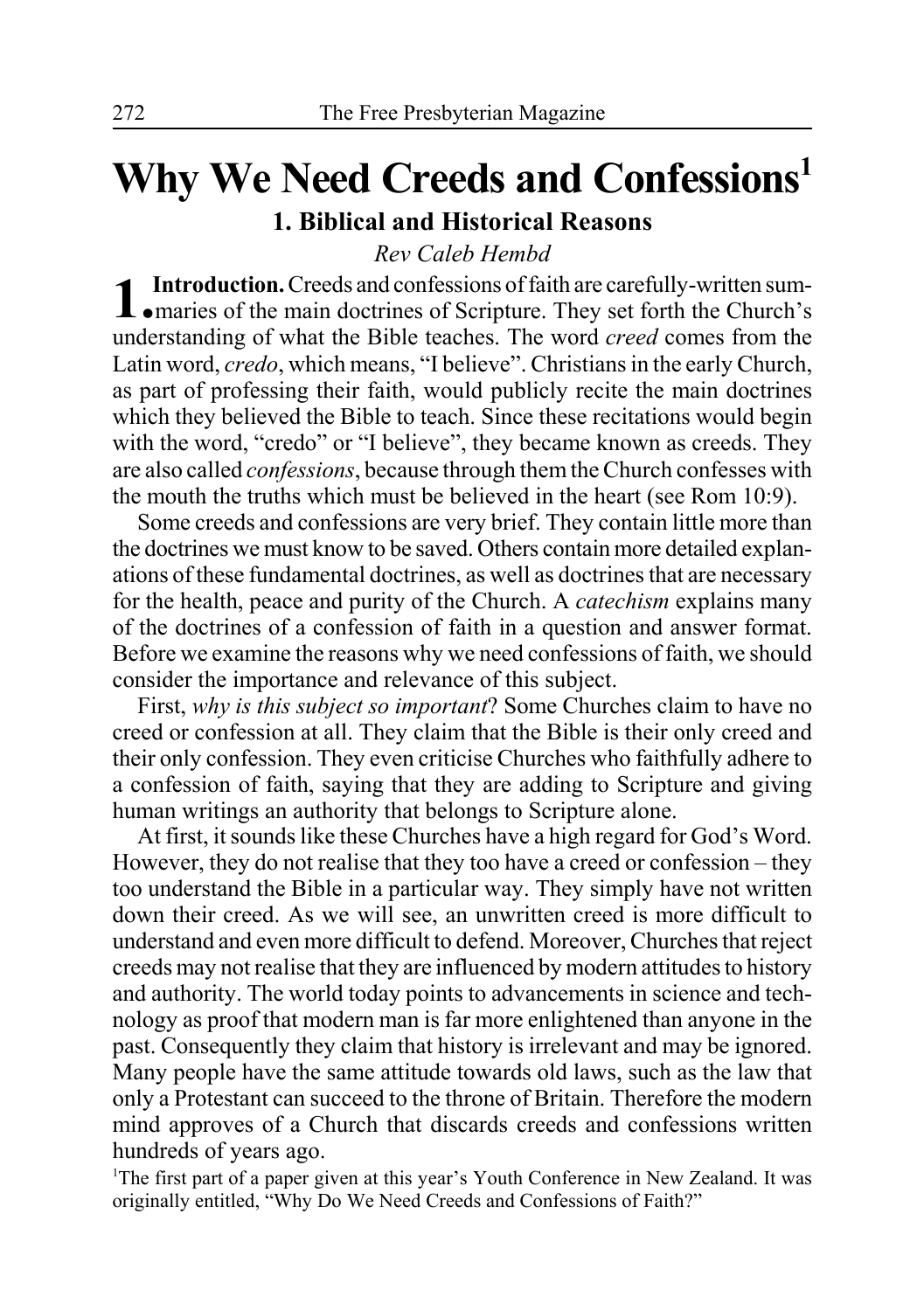# Why We Need Creeds and Confessions[1]

## 1. Biblical and Historical Reasons

*Rev Caleb Hembd*

**1. Introduction.** Creeds and confessions of faith are carefully-written summaries of the main doctrines of Scripture. They set forth the Church's understanding of what the Bible teaches. The word *creed* comes from the Latin word, *credo*, which means, "I believe". Christians in the early Church, as part of professing their faith, would publicly recite the main doctrines which they believed the Bible to teach. Since these recitations would begin with the word, "credo" or "I believe", they became known as creeds. They are also called *confessions*, because through them the Church confesses with the mouth the truths which must be believed in the heart (see Rom 10:9).

Some creeds and confessions are very brief. They contain little more than the doctrines we must know to be saved. Others contain more detailed explanations of these fundamental doctrines, as well as doctrines that are necessary for the health, peace and purity of the Church. A *catechism* explains many of the doctrines of a confession of faith in a question and answer format. Before we examine the reasons why we need confessions of faith, we should consider the importance and relevance of this subject.

First, *why is this subject so important*? Some Churches claim to have no creed or confession at all. They claim that the Bible is their only creed and their only confession. They even criticise Churches who faithfully adhere to a confession of faith, saying that they are adding to Scripture and giving human writings an authority that belongs to Scripture alone.

At first, it sounds like these Churches have a high regard for God's Word. However, they do not realise that they too have a creed or confession – they too understand the Bible in a particular way. They simply have not written down their creed. As we will see, an unwritten creed is more difficult to understand and even more difficult to defend. Moreover, Churches that reject creeds may not realise that they are influenced by modern attitudes to history and authority. The world today points to advancements in science and technology as proof that modern man is far more enlightened than anyone in the past. Consequently they claim that history is irrelevant and may be ignored. Many people have the same attitude towards old laws, such as the law that only a Protestant can succeed to the throne of Britain. Therefore the modern mind approves of a Church that discards creeds and confessions written hundreds of years ago.

[1]The first part of a paper given at this year's Youth Conference in New Zealand. It was originally entitled, "Why Do We Need Creeds and Confessions of Faith?"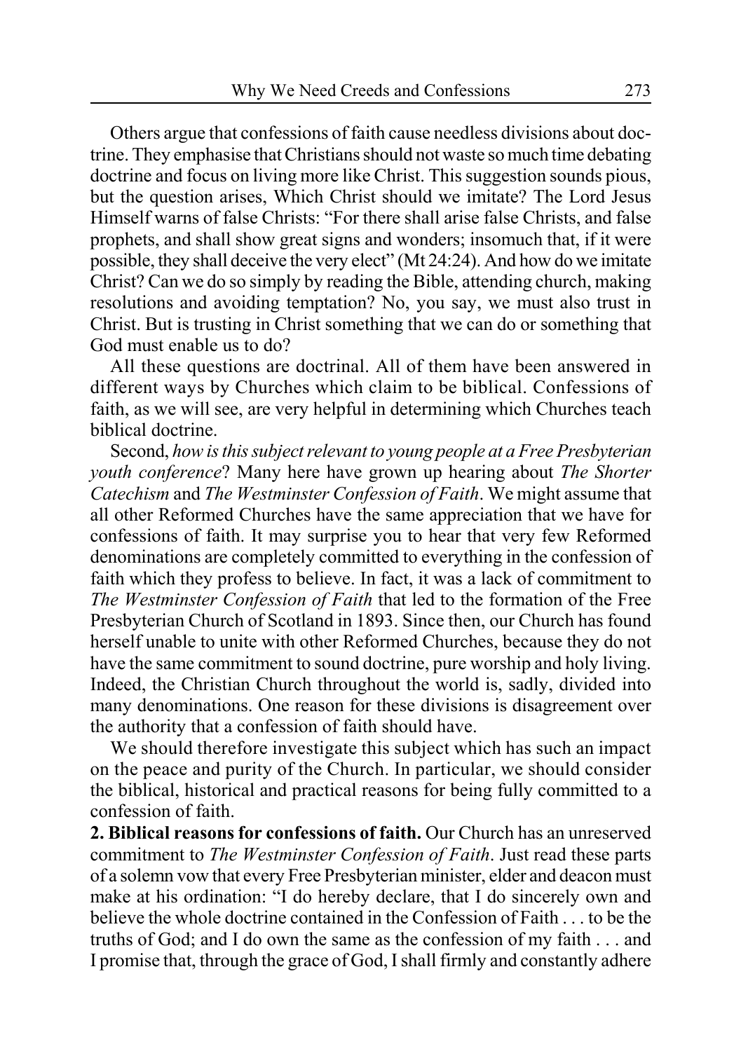Others argue that confessions of faith cause needless divisions about doctrine. They emphasise that Christians should not waste so much time debating doctrine and focus on living more like Christ. This suggestion sounds pious, but the question arises, Which Christ should we imitate? The Lord Jesus Himself warns of false Christs: "For there shall arise false Christs, and false prophets, and shall show great signs and wonders; insomuch that, if it were possible, they shall deceive the very elect" (Mt 24:24). And how do we imitate Christ? Can we do so simply by reading the Bible, attending church, making resolutions and avoiding temptation? No, you say, we must also trust in Christ. But is trusting in Christ something that we can do or something that God must enable us to do?

All these questions are doctrinal. All of them have been answered in different ways by Churches which claim to be biblical. Confessions of faith, as we will see, are very helpful in determining which Churches teach biblical doctrine.

Second, *how is this subject relevant to young people at a Free Presbyterian youth conference*? Many here have grown up hearing about *The Shorter Catechism* and *The Westminster Confession of Faith*. We might assume that all other Reformed Churches have the same appreciation that we have for confessions of faith. It may surprise you to hear that very few Reformed denominations are completely committed to everything in the confession of faith which they profess to believe. In fact, it was a lack of commitment to *The Westminster Confession of Faith* that led to the formation of the Free Presbyterian Church of Scotland in 1893. Since then, our Church has found herself unable to unite with other Reformed Churches, because they do not have the same commitment to sound doctrine, pure worship and holy living. Indeed, the Christian Church throughout the world is, sadly, divided into many denominations. One reason for these divisions is disagreement over the authority that a confession of faith should have.

We should therefore investigate this subject which has such an impact on the peace and purity of the Church. In particular, we should consider the biblical, historical and practical reasons for being fully committed to a confession of faith.

**2. Biblical reasons for confessions of faith.** Our Church has an unreserved commitment to *The Westminster Confession of Faith*. Just read these parts of a solemn vow that every Free Presbyterian minister, elder and deacon must make at his ordination: "I do hereby declare, that I do sincerely own and believe the whole doctrine contained in the Confession of Faith . . . to be the truths of God; and I do own the same as the confession of my faith . . . and I promise that, through the grace of God, I shall firmly and constantly adhere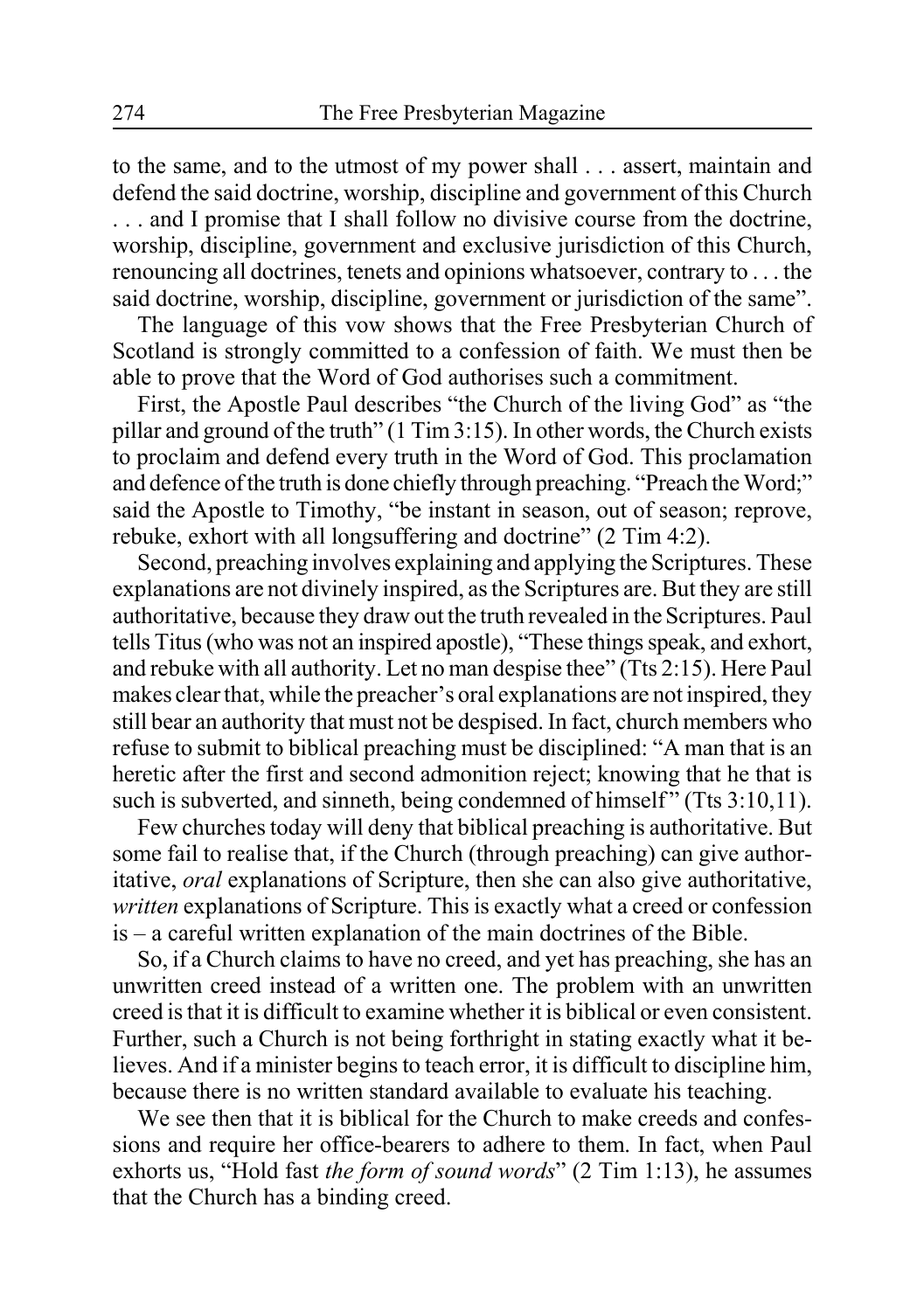to the same, and to the utmost of my power shall . . . assert, maintain and defend the said doctrine, worship, discipline and government of this Church . . . and I promise that I shall follow no divisive course from the doctrine, worship, discipline, government and exclusive jurisdiction of this Church, renouncing all doctrines, tenets and opinions whatsoever, contrary to . . . the said doctrine, worship, discipline, government or jurisdiction of the same".

The language of this vow shows that the Free Presbyterian Church of Scotland is strongly committed to a confession of faith. We must then be able to prove that the Word of God authorises such a commitment.

First, the Apostle Paul describes "the Church of the living God" as "the pillar and ground of the truth" (1 Tim 3:15). In other words, the Church exists to proclaim and defend every truth in the Word of God. This proclamation and defence of the truth is done chiefly through preaching. "Preach the Word;" said the Apostle to Timothy, "be instant in season, out of season; reprove, rebuke, exhort with all longsuffering and doctrine" (2 Tim 4:2).

Second, preaching involves explaining and applying the Scriptures. These explanations are not divinely inspired, as the Scriptures are. But they are still authoritative, because they draw out the truth revealed in the Scriptures. Paul tells Titus (who was not an inspired apostle), "These things speak, and exhort, and rebuke with all authority. Let no man despise thee" (Tts 2:15). Here Paul makes clear that, while the preacher's oral explanations are not inspired, they still bear an authority that must not be despised. In fact, church members who refuse to submit to biblical preaching must be disciplined: "A man that is an heretic after the first and second admonition reject; knowing that he that is such is subverted, and sinneth, being condemned of himself" (Tts 3:10,11).

Few churches today will deny that biblical preaching is authoritative. But some fail to realise that, if the Church (through preaching) can give authoritative, *oral* explanations of Scripture, then she can also give authoritative, *written* explanations of Scripture. This is exactly what a creed or confession is – a careful written explanation of the main doctrines of the Bible.

So, if a Church claims to have no creed, and yet has preaching, she has an unwritten creed instead of a written one. The problem with an unwritten creed is that it is difficult to examine whether it is biblical or even consistent. Further, such a Church is not being forthright in stating exactly what it believes. And if a minister begins to teach error, it is difficult to discipline him, because there is no written standard available to evaluate his teaching.

We see then that it is biblical for the Church to make creeds and confessions and require her office-bearers to adhere to them. In fact, when Paul exhorts us, "Hold fast *the form of sound words*" (2 Tim 1:13), he assumes that the Church has a binding creed.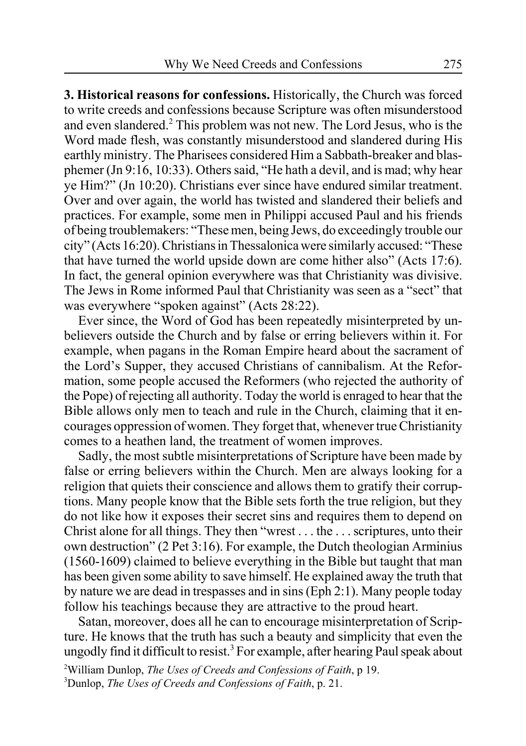**3. Historical reasons for confessions.** Historically, the Church was forced to write creeds and confessions because Scripture was often misunderstood and even slandered.[2] This problem was not new. The Lord Jesus, who is the Word made flesh, was constantly misunderstood and slandered during His earthly ministry. The Pharisees considered Him a Sabbath-breaker and blasphemer (Jn 9:16, 10:33). Others said, "He hath a devil, and is mad; why hear ye Him?" (Jn 10:20). Christians ever since have endured similar treatment. Over and over again, the world has twisted and slandered their beliefs and practices. For example, some men in Philippi accused Paul and his friends of being troublemakers: "These men, being Jews, do exceedingly trouble our city" (Acts 16:20). Christians in Thessalonica were similarly accused: "These that have turned the world upside down are come hither also" (Acts 17:6). In fact, the general opinion everywhere was that Christianity was divisive. The Jews in Rome informed Paul that Christianity was seen as a "sect" that was everywhere "spoken against" (Acts 28:22).

Ever since, the Word of God has been repeatedly misinterpreted by unbelievers outside the Church and by false or erring believers within it. For example, when pagans in the Roman Empire heard about the sacrament of the Lord's Supper, they accused Christians of cannibalism. At the Reformation, some people accused the Reformers (who rejected the authority of the Pope) of rejecting all authority. Today the world is enraged to hear that the Bible allows only men to teach and rule in the Church, claiming that it encourages oppression of women. They forget that, whenever true Christianity comes to a heathen land, the treatment of women improves.

Sadly, the most subtle misinterpretations of Scripture have been made by false or erring believers within the Church. Men are always looking for a religion that quiets their conscience and allows them to gratify their corruptions. Many people know that the Bible sets forth the true religion, but they do not like how it exposes their secret sins and requires them to depend on Christ alone for all things. They then "wrest . . . the . . . scriptures, unto their own destruction" (2 Pet 3:16). For example, the Dutch theologian Arminius (1560-1609) claimed to believe everything in the Bible but taught that man has been given some ability to save himself. He explained away the truth that by nature we are dead in trespasses and in sins (Eph 2:1). Many people today follow his teachings because they are attractive to the proud heart.

Satan, moreover, does all he can to encourage misinterpretation of Scripture. He knows that the truth has such a beauty and simplicity that even the ungodly find it difficult to resist.[3] For example, after hearing Paul speak about

[2] William Dunlop, *The Uses of Creeds and Confessions of Faith*, p 19.

[3] Dunlop, *The Uses of Creeds and Confessions of Faith*, p. 21.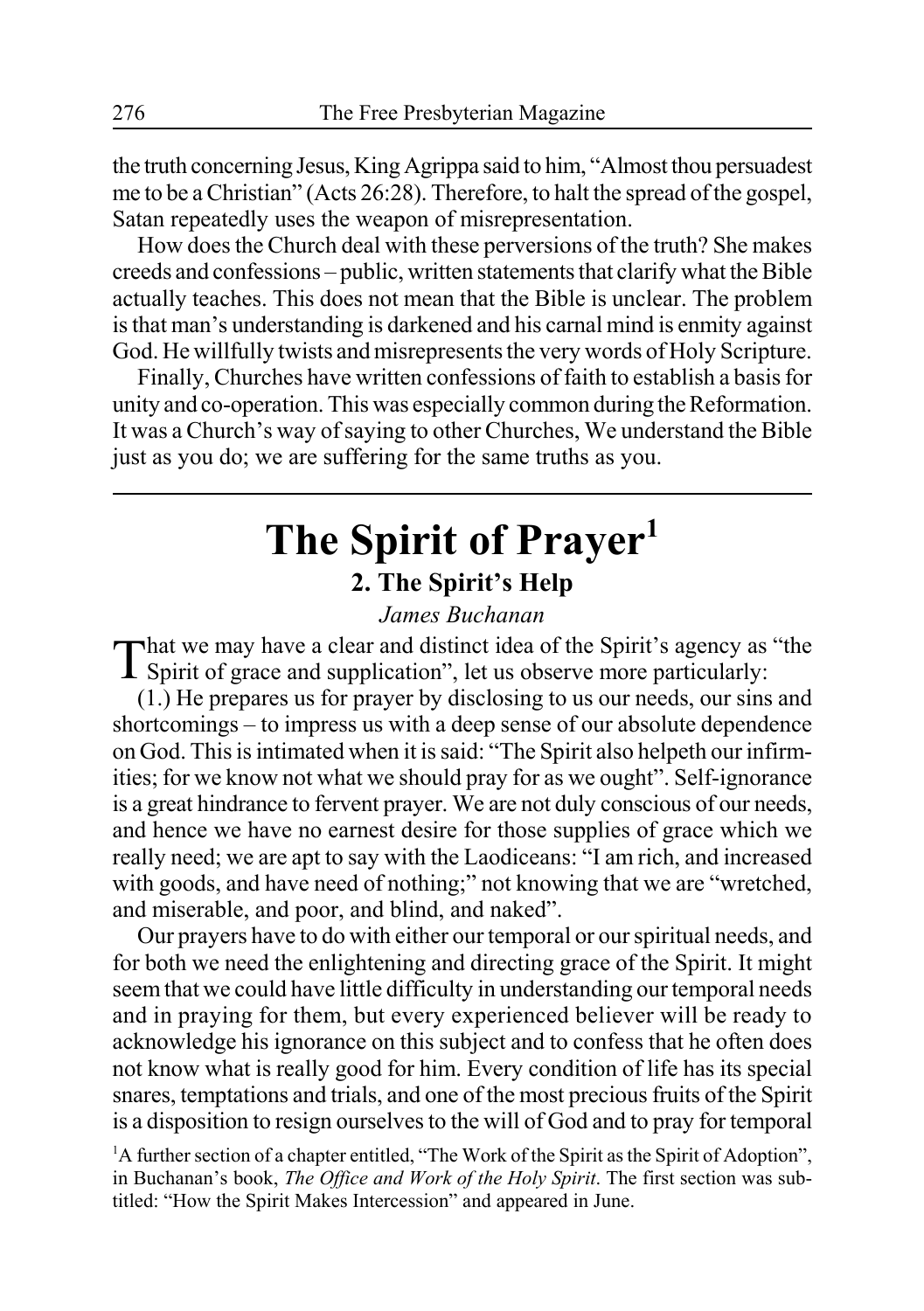the truth concerning Jesus, King Agrippa said to him, "Almost thou persuadest me to be a Christian" (Acts 26:28). Therefore, to halt the spread of the gospel, Satan repeatedly uses the weapon of misrepresentation.

How does the Church deal with these perversions of the truth? She makes creeds and confessions – public, written statements that clarify what the Bible actually teaches. This does not mean that the Bible is unclear. The problem is that man's understanding is darkened and his carnal mind is enmity against God. He willfully twists and misrepresents the very words of Holy Scripture.

Finally, Churches have written confessions of faith to establish a basis for unity and co-operation. This was especially common during the Reformation. It was a Church's way of saying to other Churches, We understand the Bible just as you do; we are suffering for the same truths as you.

---

# The Spirit of Prayer[1]

## 2. The Spirit's Help

*James Buchanan*

That we may have a clear and distinct idea of the Spirit's agency as "the Spirit of grace and supplication", let us observe more particularly:

(1.) He prepares us for prayer by disclosing to us our needs, our sins and shortcomings – to impress us with a deep sense of our absolute dependence on God. This is intimated when it is said: "The Spirit also helpeth our infirmities; for we know not what we should pray for as we ought". Self-ignorance is a great hindrance to fervent prayer. We are not duly conscious of our needs, and hence we have no earnest desire for those supplies of grace which we really need; we are apt to say with the Laodiceans: "I am rich, and increased with goods, and have need of nothing;" not knowing that we are "wretched, and miserable, and poor, and blind, and naked".

Our prayers have to do with either our temporal or our spiritual needs, and for both we need the enlightening and directing grace of the Spirit. It might seem that we could have little difficulty in understanding our temporal needs and in praying for them, but every experienced believer will be ready to acknowledge his ignorance on this subject and to confess that he often does not know what is really good for him. Every condition of life has its special snares, temptations and trials, and one of the most precious fruits of the Spirit is a disposition to resign ourselves to the will of God and to pray for temporal

[1]A further section of a chapter entitled, "The Work of the Spirit as the Spirit of Adoption", in Buchanan's book, *The Office and Work of the Holy Spirit*. The first section was subtitled: "How the Spirit Makes Intercession" and appeared in June.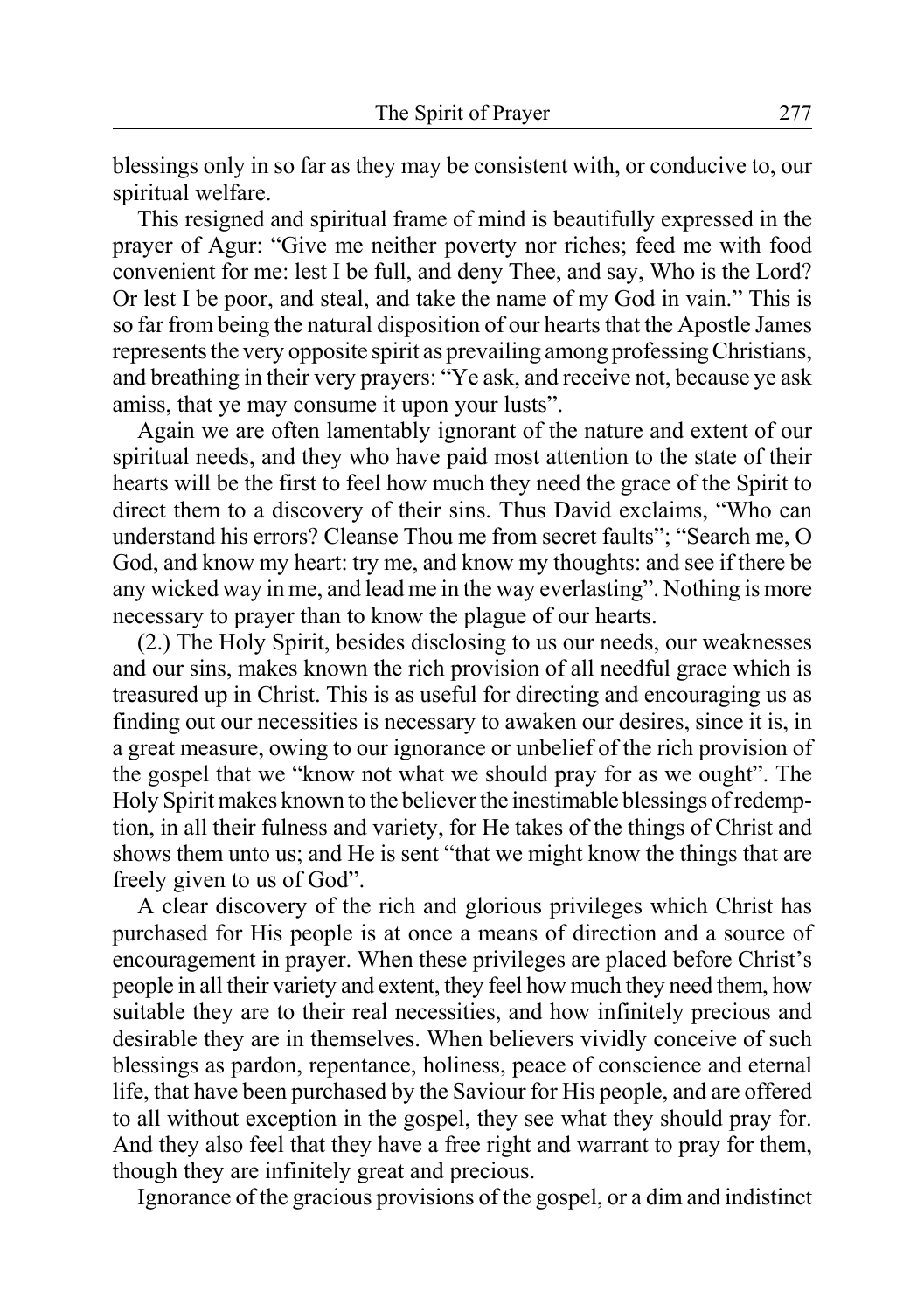blessings only in so far as they may be consistent with, or conducive to, our spiritual welfare.

This resigned and spiritual frame of mind is beautifully expressed in the prayer of Agur: "Give me neither poverty nor riches; feed me with food convenient for me: lest I be full, and deny Thee, and say, Who is the Lord? Or lest I be poor, and steal, and take the name of my God in vain." This is so far from being the natural disposition of our hearts that the Apostle James represents the very opposite spirit as prevailing among professing Christians, and breathing in their very prayers: "Ye ask, and receive not, because ye ask amiss, that ye may consume it upon your lusts".

Again we are often lamentably ignorant of the nature and extent of our spiritual needs, and they who have paid most attention to the state of their hearts will be the first to feel how much they need the grace of the Spirit to direct them to a discovery of their sins. Thus David exclaims, "Who can understand his errors? Cleanse Thou me from secret faults"; "Search me, O God, and know my heart: try me, and know my thoughts: and see if there be any wicked way in me, and lead me in the way everlasting". Nothing is more necessary to prayer than to know the plague of our hearts.

(2.) The Holy Spirit, besides disclosing to us our needs, our weaknesses and our sins, makes known the rich provision of all needful grace which is treasured up in Christ. This is as useful for directing and encouraging us as finding out our necessities is necessary to awaken our desires, since it is, in a great measure, owing to our ignorance or unbelief of the rich provision of the gospel that we "know not what we should pray for as we ought". The Holy Spirit makes known to the believer the inestimable blessings of redemption, in all their fulness and variety, for He takes of the things of Christ and shows them unto us; and He is sent "that we might know the things that are freely given to us of God".

A clear discovery of the rich and glorious privileges which Christ has purchased for His people is at once a means of direction and a source of encouragement in prayer. When these privileges are placed before Christ's people in all their variety and extent, they feel how much they need them, how suitable they are to their real necessities, and how infinitely precious and desirable they are in themselves. When believers vividly conceive of such blessings as pardon, repentance, holiness, peace of conscience and eternal life, that have been purchased by the Saviour for His people, and are offered to all without exception in the gospel, they see what they should pray for. And they also feel that they have a free right and warrant to pray for them, though they are infinitely great and precious.

Ignorance of the gracious provisions of the gospel, or a dim and indistinct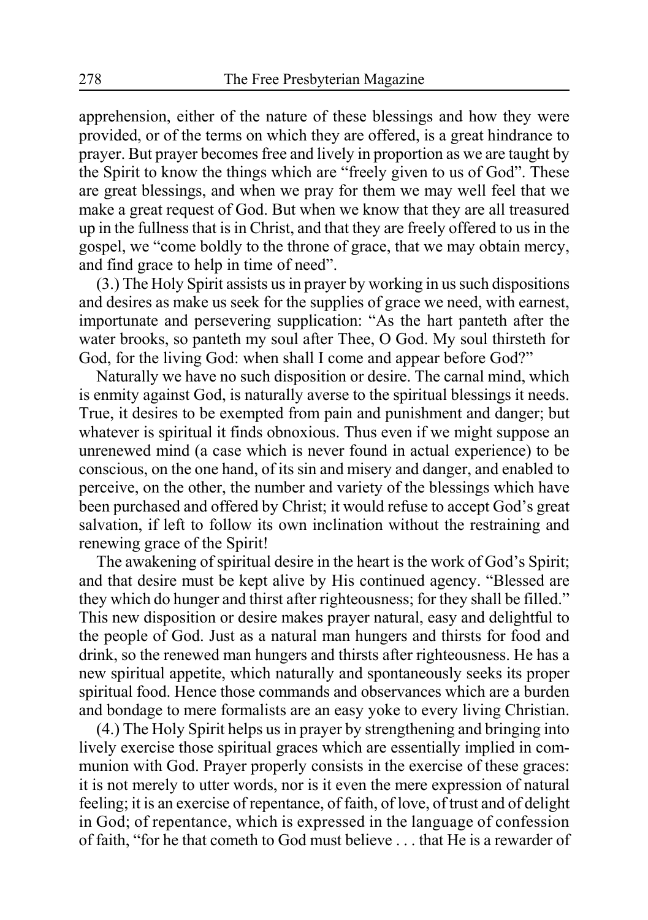apprehension, either of the nature of these blessings and how they were provided, or of the terms on which they are offered, is a great hindrance to prayer. But prayer becomes free and lively in proportion as we are taught by the Spirit to know the things which are "freely given to us of God". These are great blessings, and when we pray for them we may well feel that we make a great request of God. But when we know that they are all treasured up in the fullness that is in Christ, and that they are freely offered to us in the gospel, we "come boldly to the throne of grace, that we may obtain mercy, and find grace to help in time of need".

(3.) The Holy Spirit assists us in prayer by working in us such dispositions and desires as make us seek for the supplies of grace we need, with earnest, importunate and persevering supplication: "As the hart panteth after the water brooks, so panteth my soul after Thee, O God. My soul thirsteth for God, for the living God: when shall I come and appear before God?"

Naturally we have no such disposition or desire. The carnal mind, which is enmity against God, is naturally averse to the spiritual blessings it needs. True, it desires to be exempted from pain and punishment and danger; but whatever is spiritual it finds obnoxious. Thus even if we might suppose an unrenewed mind (a case which is never found in actual experience) to be conscious, on the one hand, of its sin and misery and danger, and enabled to perceive, on the other, the number and variety of the blessings which have been purchased and offered by Christ; it would refuse to accept God's great salvation, if left to follow its own inclination without the restraining and renewing grace of the Spirit!

The awakening of spiritual desire in the heart is the work of God's Spirit; and that desire must be kept alive by His continued agency. "Blessed are they which do hunger and thirst after righteousness; for they shall be filled." This new disposition or desire makes prayer natural, easy and delightful to the people of God. Just as a natural man hungers and thirsts for food and drink, so the renewed man hungers and thirsts after righteousness. He has a new spiritual appetite, which naturally and spontaneously seeks its proper spiritual food. Hence those commands and observances which are a burden and bondage to mere formalists are an easy yoke to every living Christian.

(4.) The Holy Spirit helps us in prayer by strengthening and bringing into lively exercise those spiritual graces which are essentially implied in communion with God. Prayer properly consists in the exercise of these graces: it is not merely to utter words, nor is it even the mere expression of natural feeling; it is an exercise of repentance, of faith, of love, of trust and of delight in God; of repentance, which is expressed in the language of confession of faith, "for he that cometh to God must believe . . . that He is a rewarder of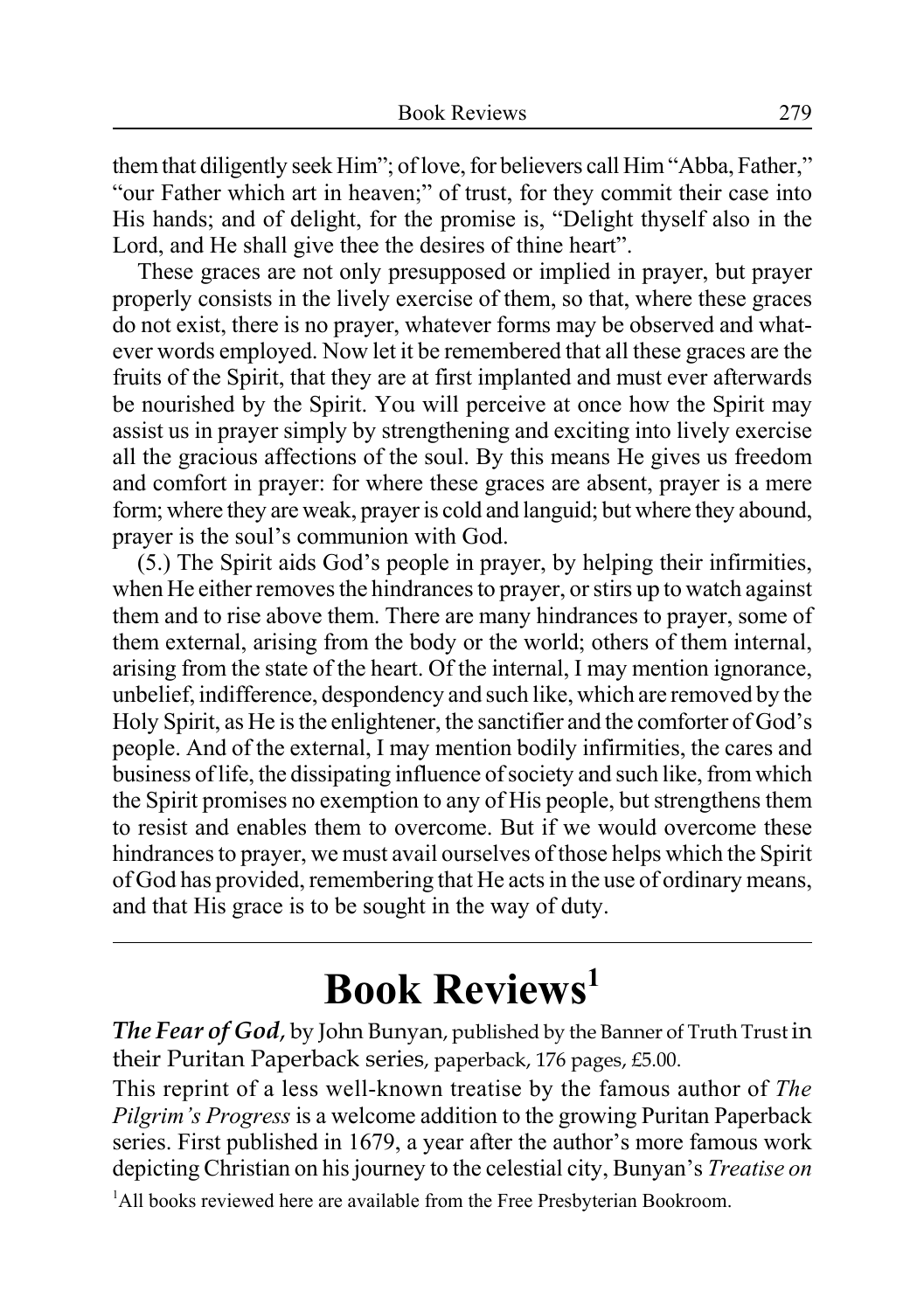them that diligently seek Him"; of love, for believers call Him "Abba, Father," "our Father which art in heaven;" of trust, for they commit their case into His hands; and of delight, for the promise is, "Delight thyself also in the Lord, and He shall give thee the desires of thine heart".

These graces are not only presupposed or implied in prayer, but prayer properly consists in the lively exercise of them, so that, where these graces do not exist, there is no prayer, whatever forms may be observed and whatever words employed. Now let it be remembered that all these graces are the fruits of the Spirit, that they are at first implanted and must ever afterwards be nourished by the Spirit. You will perceive at once how the Spirit may assist us in prayer simply by strengthening and exciting into lively exercise all the gracious affections of the soul. By this means He gives us freedom and comfort in prayer: for where these graces are absent, prayer is a mere form; where they are weak, prayer is cold and languid; but where they abound, prayer is the soul's communion with God.

(5.) The Spirit aids God's people in prayer, by helping their infirmities, when He either removes the hindrances to prayer, or stirs up to watch against them and to rise above them. There are many hindrances to prayer, some of them external, arising from the body or the world; others of them internal, arising from the state of the heart. Of the internal, I may mention ignorance, unbelief, indifference, despondency and such like, which are removed by the Holy Spirit, as He is the enlightener, the sanctifier and the comforter of God's people. And of the external, I may mention bodily infirmities, the cares and business of life, the dissipating influence of society and such like, from which the Spirit promises no exemption to any of His people, but strengthens them to resist and enables them to overcome. But if we would overcome these hindrances to prayer, we must avail ourselves of those helps which the Spirit of God has provided, remembering that He acts in the use of ordinary means, and that His grace is to be sought in the way of duty.

---

# Book Reviews[1]

***The Fear of God***, by John Bunyan, published by the Banner of Truth Trust in their Puritan Paperback series, paperback, 176 pages, £5.00.

This reprint of a less well-known treatise by the famous author of *The Pilgrim's Progress* is a welcome addition to the growing Puritan Paperback series. First published in 1679, a year after the author's more famous work depicting Christian on his journey to the celestial city, Bunyan's *Treatise on*

[1]All books reviewed here are available from the Free Presbyterian Bookroom.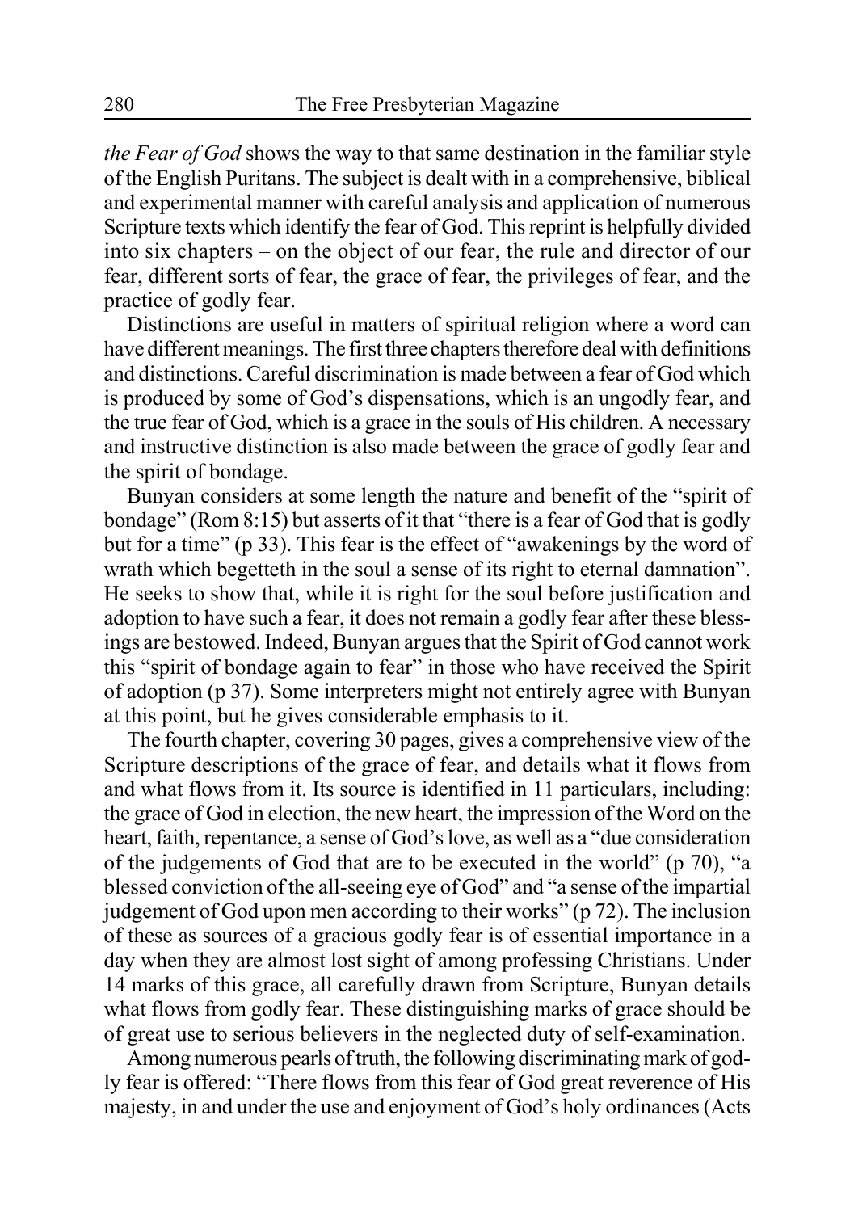*the Fear of God* shows the way to that same destination in the familiar style of the English Puritans. The subject is dealt with in a comprehensive, biblical and experimental manner with careful analysis and application of numerous Scripture texts which identify the fear of God. This reprint is helpfully divided into six chapters – on the object of our fear, the rule and director of our fear, different sorts of fear, the grace of fear, the privileges of fear, and the practice of godly fear.

Distinctions are useful in matters of spiritual religion where a word can have different meanings. The first three chapters therefore deal with definitions and distinctions. Careful discrimination is made between a fear of God which is produced by some of God's dispensations, which is an ungodly fear, and the true fear of God, which is a grace in the souls of His children. A necessary and instructive distinction is also made between the grace of godly fear and the spirit of bondage.

Bunyan considers at some length the nature and benefit of the "spirit of bondage" (Rom 8:15) but asserts of it that "there is a fear of God that is godly but for a time" (p 33). This fear is the effect of "awakenings by the word of wrath which begetteth in the soul a sense of its right to eternal damnation". He seeks to show that, while it is right for the soul before justification and adoption to have such a fear, it does not remain a godly fear after these blessings are bestowed. Indeed, Bunyan argues that the Spirit of God cannot work this "spirit of bondage again to fear" in those who have received the Spirit of adoption (p 37). Some interpreters might not entirely agree with Bunyan at this point, but he gives considerable emphasis to it.

The fourth chapter, covering 30 pages, gives a comprehensive view of the Scripture descriptions of the grace of fear, and details what it flows from and what flows from it. Its source is identified in 11 particulars, including: the grace of God in election, the new heart, the impression of the Word on the heart, faith, repentance, a sense of God's love, as well as a "due consideration of the judgements of God that are to be executed in the world" (p 70), "a blessed conviction of the all-seeing eye of God" and "a sense of the impartial judgement of God upon men according to their works" (p 72). The inclusion of these as sources of a gracious godly fear is of essential importance in a day when they are almost lost sight of among professing Christians. Under 14 marks of this grace, all carefully drawn from Scripture, Bunyan details what flows from godly fear. These distinguishing marks of grace should be of great use to serious believers in the neglected duty of self-examination.

Among numerous pearls of truth, the following discriminating mark of godly fear is offered: "There flows from this fear of God great reverence of His majesty, in and under the use and enjoyment of God's holy ordinances (Acts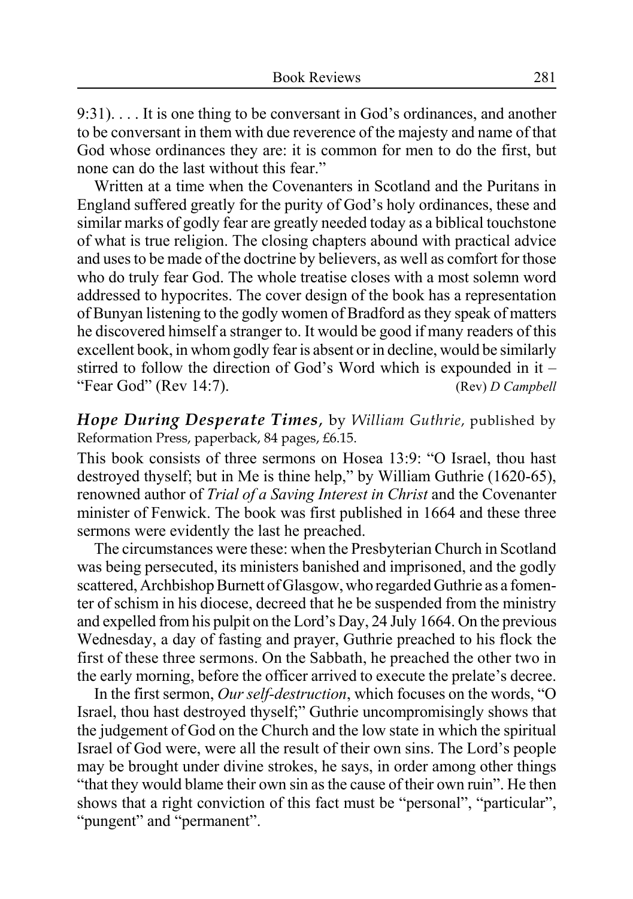9:31). . . . It is one thing to be conversant in God's ordinances, and another to be conversant in them with due reverence of the majesty and name of that God whose ordinances they are: it is common for men to do the first, but none can do the last without this fear."

Written at a time when the Covenanters in Scotland and the Puritans in England suffered greatly for the purity of God's holy ordinances, these and similar marks of godly fear are greatly needed today as a biblical touchstone of what is true religion. The closing chapters abound with practical advice and uses to be made of the doctrine by believers, as well as comfort for those who do truly fear God. The whole treatise closes with a most solemn word addressed to hypocrites. The cover design of the book has a representation of Bunyan listening to the godly women of Bradford as they speak of matters he discovered himself a stranger to. It would be good if many readers of this excellent book, in whom godly fear is absent or in decline, would be similarly stirred to follow the direction of God's Word which is expounded in it – "Fear God" (Rev 14:7). (Rev) *D Campbell*

***Hope During Desperate Times***, by *William Guthrie*, published by Reformation Press, paperback, 84 pages, £6.15.

This book consists of three sermons on Hosea 13:9: "O Israel, thou hast destroyed thyself; but in Me is thine help," by William Guthrie (1620-65), renowned author of *Trial of a Saving Interest in Christ* and the Covenanter minister of Fenwick. The book was first published in 1664 and these three sermons were evidently the last he preached.

The circumstances were these: when the Presbyterian Church in Scotland was being persecuted, its ministers banished and imprisoned, and the godly scattered, Archbishop Burnett of Glasgow, who regarded Guthrie as a fomenter of schism in his diocese, decreed that he be suspended from the ministry and expelled from his pulpit on the Lord's Day, 24 July 1664. On the previous Wednesday, a day of fasting and prayer, Guthrie preached to his flock the first of these three sermons. On the Sabbath, he preached the other two in the early morning, before the officer arrived to execute the prelate's decree.

In the first sermon, *Our self-destruction*, which focuses on the words, "O Israel, thou hast destroyed thyself;" Guthrie uncompromisingly shows that the judgement of God on the Church and the low state in which the spiritual Israel of God were, were all the result of their own sins. The Lord's people may be brought under divine strokes, he says, in order among other things "that they would blame their own sin as the cause of their own ruin". He then shows that a right conviction of this fact must be "personal", "particular", "pungent" and "permanent".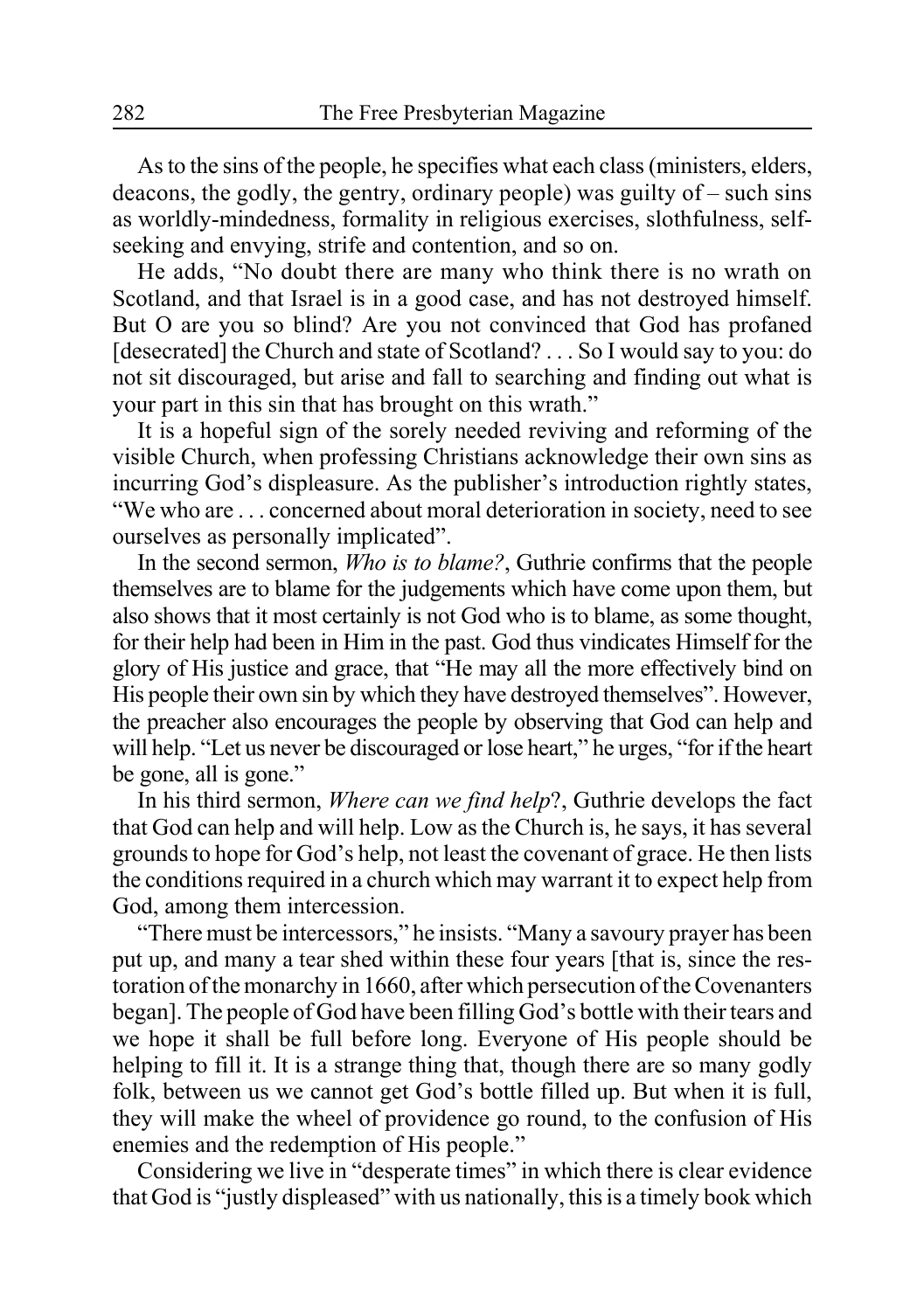As to the sins of the people, he specifies what each class (ministers, elders, deacons, the godly, the gentry, ordinary people) was guilty of – such sins as worldly-mindedness, formality in religious exercises, slothfulness, self-seeking and envying, strife and contention, and so on.

He adds, "No doubt there are many who think there is no wrath on Scotland, and that Israel is in a good case, and has not destroyed himself. But O are you so blind? Are you not convinced that God has profaned [desecrated] the Church and state of Scotland? . . . So I would say to you: do not sit discouraged, but arise and fall to searching and finding out what is your part in this sin that has brought on this wrath."

It is a hopeful sign of the sorely needed reviving and reforming of the visible Church, when professing Christians acknowledge their own sins as incurring God's displeasure. As the publisher's introduction rightly states, "We who are . . . concerned about moral deterioration in society, need to see ourselves as personally implicated".

In the second sermon, *Who is to blame?*, Guthrie confirms that the people themselves are to blame for the judgements which have come upon them, but also shows that it most certainly is not God who is to blame, as some thought, for their help had been in Him in the past. God thus vindicates Himself for the glory of His justice and grace, that "He may all the more effectively bind on His people their own sin by which they have destroyed themselves". However, the preacher also encourages the people by observing that God can help and will help. "Let us never be discouraged or lose heart," he urges, "for if the heart be gone, all is gone."

In his third sermon, *Where can we find help*?, Guthrie develops the fact that God can help and will help. Low as the Church is, he says, it has several grounds to hope for God's help, not least the covenant of grace. He then lists the conditions required in a church which may warrant it to expect help from God, among them intercession.

"There must be intercessors," he insists. "Many a savoury prayer has been put up, and many a tear shed within these four years [that is, since the restoration of the monarchy in 1660, after which persecution of the Covenanters began]. The people of God have been filling God's bottle with their tears and we hope it shall be full before long. Everyone of His people should be helping to fill it. It is a strange thing that, though there are so many godly folk, between us we cannot get God's bottle filled up. But when it is full, they will make the wheel of providence go round, to the confusion of His enemies and the redemption of His people."

Considering we live in "desperate times" in which there is clear evidence that God is "justly displeased" with us nationally, this is a timely book which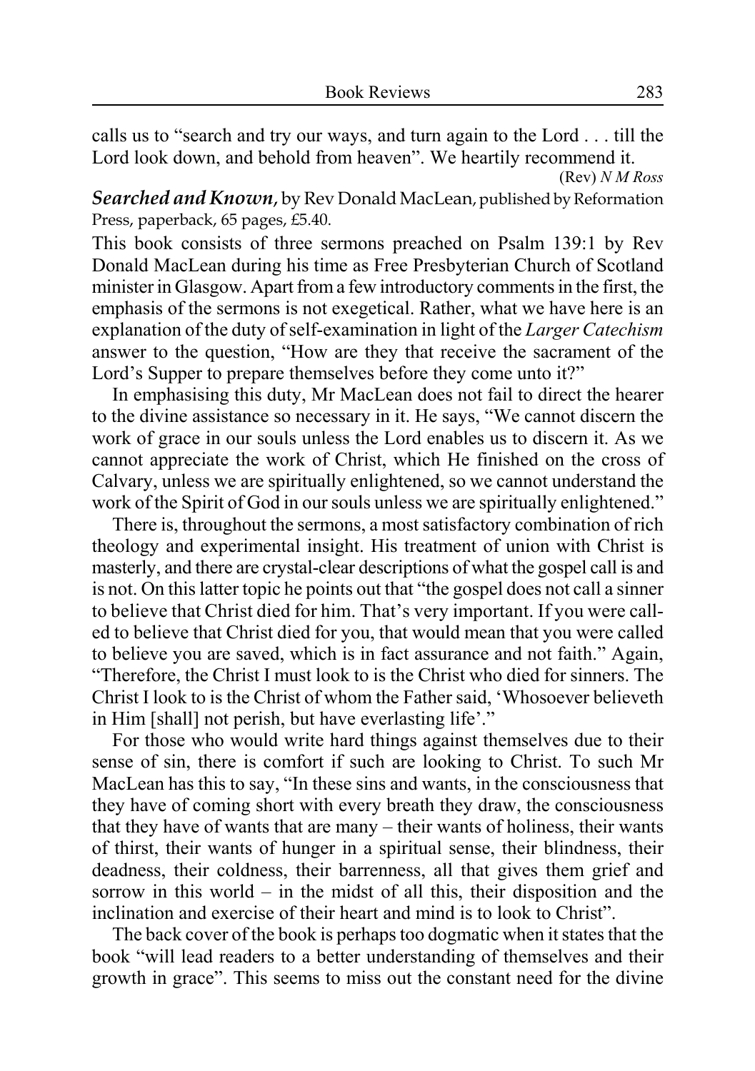calls us to "search and try our ways, and turn again to the Lord . . . till the Lord look down, and behold from heaven". We heartily recommend it.

(Rev) *N M Ross*

***Searched and Known***, by Rev Donald MacLean, published by Reformation Press, paperback, 65 pages, £5.40.

This book consists of three sermons preached on Psalm 139:1 by Rev Donald MacLean during his time as Free Presbyterian Church of Scotland minister in Glasgow. Apart from a few introductory comments in the first, the emphasis of the sermons is not exegetical. Rather, what we have here is an explanation of the duty of self-examination in light of the *Larger Catechism* answer to the question, "How are they that receive the sacrament of the Lord's Supper to prepare themselves before they come unto it?"

In emphasising this duty, Mr MacLean does not fail to direct the hearer to the divine assistance so necessary in it. He says, "We cannot discern the work of grace in our souls unless the Lord enables us to discern it. As we cannot appreciate the work of Christ, which He finished on the cross of Calvary, unless we are spiritually enlightened, so we cannot understand the work of the Spirit of God in our souls unless we are spiritually enlightened."

There is, throughout the sermons, a most satisfactory combination of rich theology and experimental insight. His treatment of union with Christ is masterly, and there are crystal-clear descriptions of what the gospel call is and is not. On this latter topic he points out that "the gospel does not call a sinner to believe that Christ died for him. That's very important. If you were called to believe that Christ died for you, that would mean that you were called to believe you are saved, which is in fact assurance and not faith." Again, "Therefore, the Christ I must look to is the Christ who died for sinners. The Christ I look to is the Christ of whom the Father said, 'Whosoever believeth in Him [shall] not perish, but have everlasting life'."

For those who would write hard things against themselves due to their sense of sin, there is comfort if such are looking to Christ. To such Mr MacLean has this to say, "In these sins and wants, in the consciousness that they have of coming short with every breath they draw, the consciousness that they have of wants that are many – their wants of holiness, their wants of thirst, their wants of hunger in a spiritual sense, their blindness, their deadness, their coldness, their barrenness, all that gives them grief and sorrow in this world – in the midst of all this, their disposition and the inclination and exercise of their heart and mind is to look to Christ".

The back cover of the book is perhaps too dogmatic when it states that the book "will lead readers to a better understanding of themselves and their growth in grace". This seems to miss out the constant need for the divine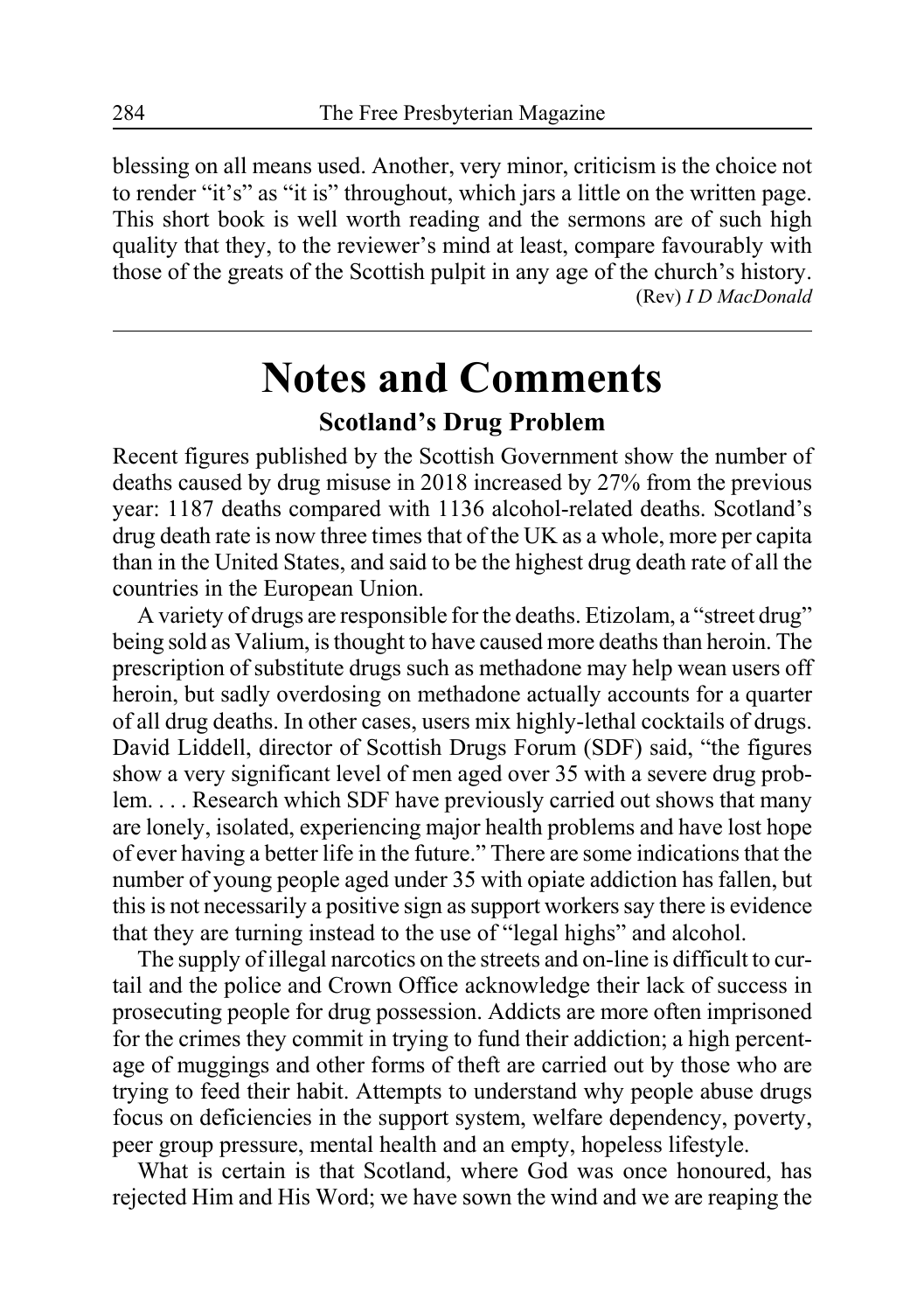blessing on all means used. Another, very minor, criticism is the choice not to render "it's" as "it is" throughout, which jars a little on the written page. This short book is well worth reading and the sermons are of such high quality that they, to the reviewer's mind at least, compare favourably with those of the greats of the Scottish pulpit in any age of the church's history.

(Rev) *I D MacDonald*

# Notes and Comments

### Scotland's Drug Problem

Recent figures published by the Scottish Government show the number of deaths caused by drug misuse in 2018 increased by 27% from the previous year: 1187 deaths compared with 1136 alcohol-related deaths. Scotland's drug death rate is now three times that of the UK as a whole, more per capita than in the United States, and said to be the highest drug death rate of all the countries in the European Union.

A variety of drugs are responsible for the deaths. Etizolam, a "street drug" being sold as Valium, is thought to have caused more deaths than heroin. The prescription of substitute drugs such as methadone may help wean users off heroin, but sadly overdosing on methadone actually accounts for a quarter of all drug deaths. In other cases, users mix highly-lethal cocktails of drugs. David Liddell, director of Scottish Drugs Forum (SDF) said, "the figures show a very significant level of men aged over 35 with a severe drug problem. . . . Research which SDF have previously carried out shows that many are lonely, isolated, experiencing major health problems and have lost hope of ever having a better life in the future." There are some indications that the number of young people aged under 35 with opiate addiction has fallen, but this is not necessarily a positive sign as support workers say there is evidence that they are turning instead to the use of "legal highs" and alcohol.

The supply of illegal narcotics on the streets and on-line is difficult to curtail and the police and Crown Office acknowledge their lack of success in prosecuting people for drug possession. Addicts are more often imprisoned for the crimes they commit in trying to fund their addiction; a high percentage of muggings and other forms of theft are carried out by those who are trying to feed their habit. Attempts to understand why people abuse drugs focus on deficiencies in the support system, welfare dependency, poverty, peer group pressure, mental health and an empty, hopeless lifestyle.

What is certain is that Scotland, where God was once honoured, has rejected Him and His Word; we have sown the wind and we are reaping the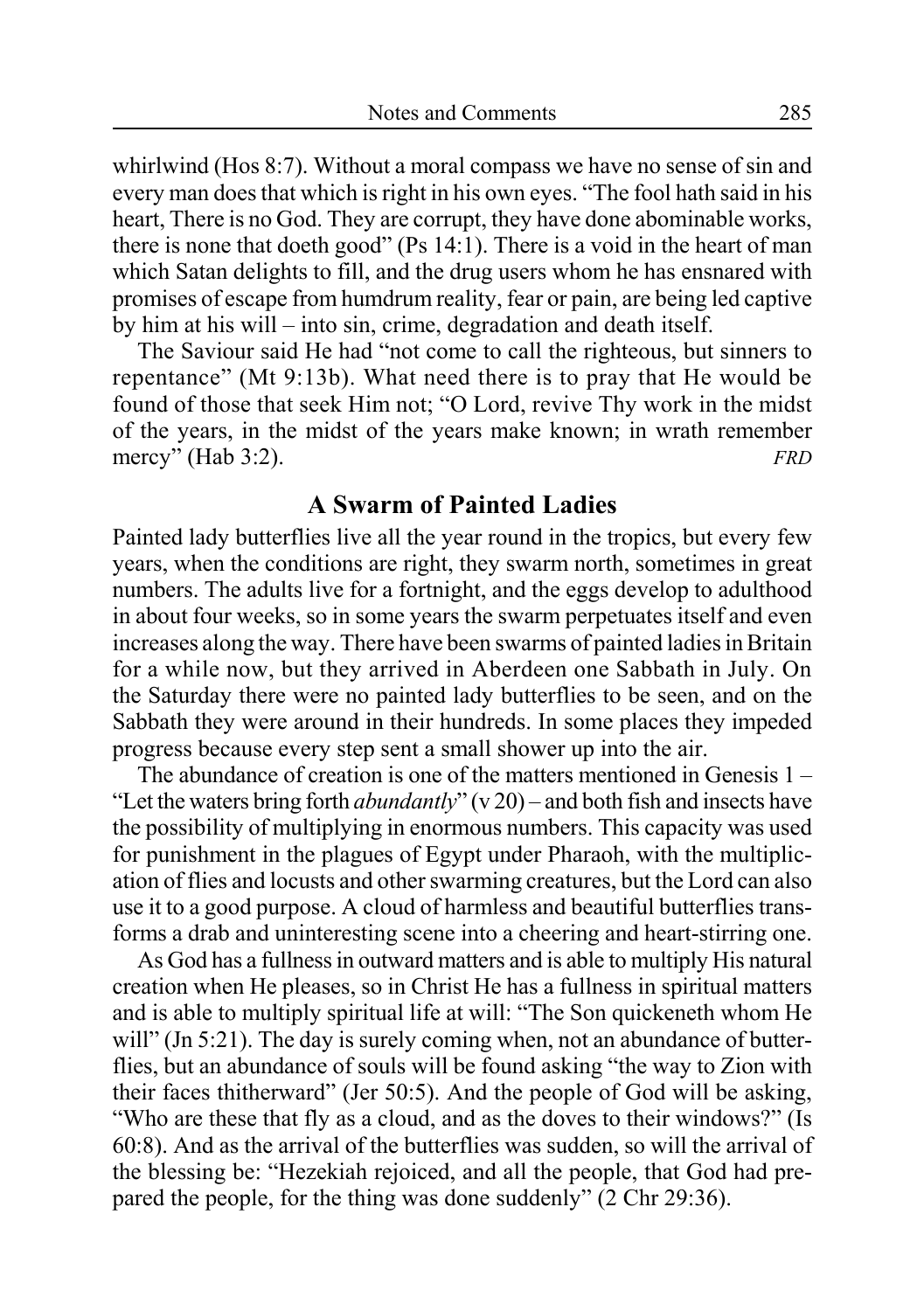whirlwind (Hos 8:7). Without a moral compass we have no sense of sin and every man does that which is right in his own eyes. "The fool hath said in his heart, There is no God. They are corrupt, they have done abominable works, there is none that doeth good" (Ps 14:1). There is a void in the heart of man which Satan delights to fill, and the drug users whom he has ensnared with promises of escape from humdrum reality, fear or pain, are being led captive by him at his will – into sin, crime, degradation and death itself.

The Saviour said He had "not come to call the righteous, but sinners to repentance" (Mt 9:13b). What need there is to pray that He would be found of those that seek Him not; "O Lord, revive Thy work in the midst of the years, in the midst of the years make known; in wrath remember mercy" (Hab 3:2). *FRD*

## A Swarm of Painted Ladies

Painted lady butterflies live all the year round in the tropics, but every few years, when the conditions are right, they swarm north, sometimes in great numbers. The adults live for a fortnight, and the eggs develop to adulthood in about four weeks, so in some years the swarm perpetuates itself and even increases along the way. There have been swarms of painted ladies in Britain for a while now, but they arrived in Aberdeen one Sabbath in July. On the Saturday there were no painted lady butterflies to be seen, and on the Sabbath they were around in their hundreds. In some places they impeded progress because every step sent a small shower up into the air.

The abundance of creation is one of the matters mentioned in Genesis 1 – "Let the waters bring forth *abundantly*" (v 20) – and both fish and insects have the possibility of multiplying in enormous numbers. This capacity was used for punishment in the plagues of Egypt under Pharaoh, with the multiplication of flies and locusts and other swarming creatures, but the Lord can also use it to a good purpose. A cloud of harmless and beautiful butterflies transforms a drab and uninteresting scene into a cheering and heart-stirring one.

As God has a fullness in outward matters and is able to multiply His natural creation when He pleases, so in Christ He has a fullness in spiritual matters and is able to multiply spiritual life at will: "The Son quickeneth whom He will" (Jn 5:21). The day is surely coming when, not an abundance of butterflies, but an abundance of souls will be found asking "the way to Zion with their faces thitherward" (Jer 50:5). And the people of God will be asking, "Who are these that fly as a cloud, and as the doves to their windows?" (Is 60:8). And as the arrival of the butterflies was sudden, so will the arrival of the blessing be: "Hezekiah rejoiced, and all the people, that God had prepared the people, for the thing was done suddenly" (2 Chr 29:36).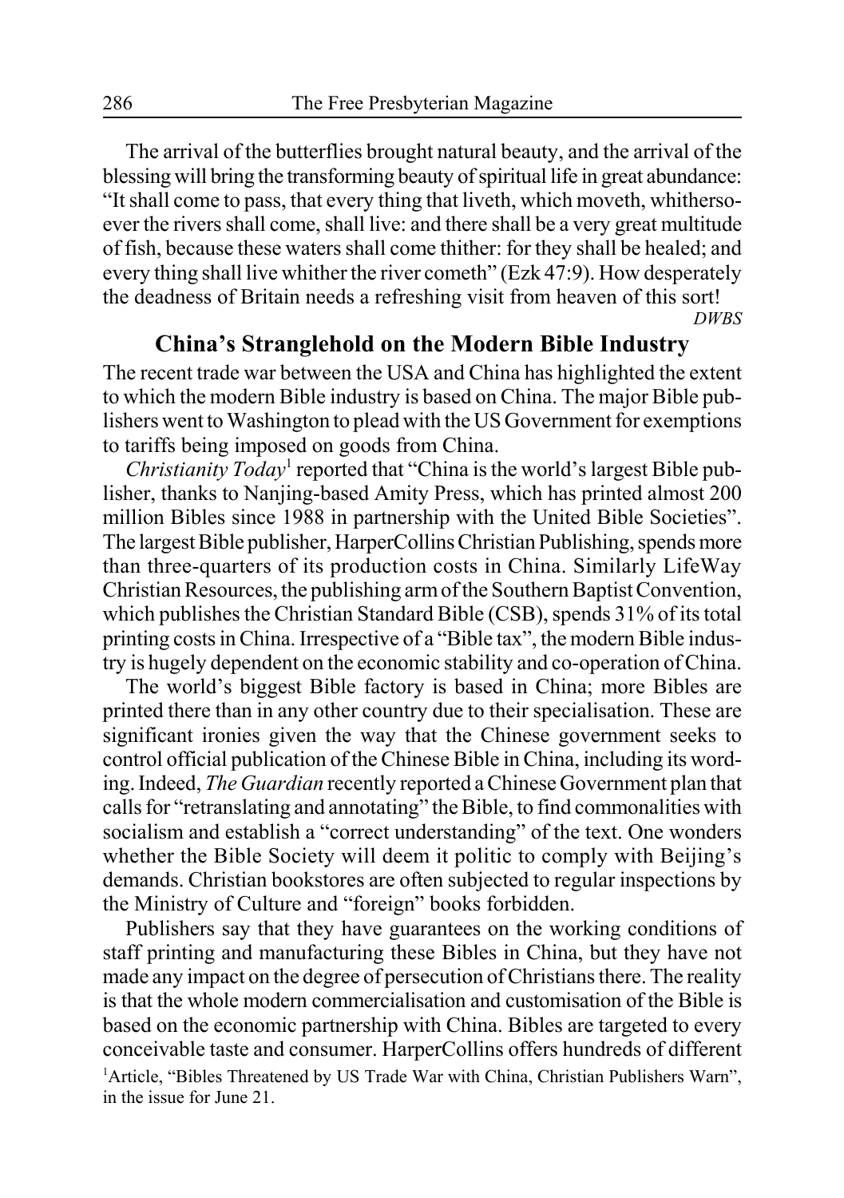The arrival of the butterflies brought natural beauty, and the arrival of the blessing will bring the transforming beauty of spiritual life in great abundance: "It shall come to pass, that every thing that liveth, which moveth, whithersoever the rivers shall come, shall live: and there shall be a very great multitude of fish, because these waters shall come thither: for they shall be healed; and every thing shall live whither the river cometh" (Ezk 47:9). How desperately the deadness of Britain needs a refreshing visit from heaven of this sort!

*DWBS*

## China's Stranglehold on the Modern Bible Industry

The recent trade war between the USA and China has highlighted the extent to which the modern Bible industry is based on China. The major Bible publishers went to Washington to plead with the US Government for exemptions to tariffs being imposed on goods from China.

*Christianity Today*[1] reported that "China is the world's largest Bible publisher, thanks to Nanjing-based Amity Press, which has printed almost 200 million Bibles since 1988 in partnership with the United Bible Societies". The largest Bible publisher, HarperCollins Christian Publishing, spends more than three-quarters of its production costs in China. Similarly LifeWay Christian Resources, the publishing arm of the Southern Baptist Convention, which publishes the Christian Standard Bible (CSB), spends 31% of its total printing costs in China. Irrespective of a "Bible tax", the modern Bible industry is hugely dependent on the economic stability and co-operation of China.

The world's biggest Bible factory is based in China; more Bibles are printed there than in any other country due to their specialisation. These are significant ironies given the way that the Chinese government seeks to control official publication of the Chinese Bible in China, including its wording. Indeed, *The Guardian* recently reported a Chinese Government plan that calls for "retranslating and annotating" the Bible, to find commonalities with socialism and establish a "correct understanding" of the text. One wonders whether the Bible Society will deem it politic to comply with Beijing's demands. Christian bookstores are often subjected to regular inspections by the Ministry of Culture and "foreign" books forbidden.

Publishers say that they have guarantees on the working conditions of staff printing and manufacturing these Bibles in China, but they have not made any impact on the degree of persecution of Christians there. The reality is that the whole modern commercialisation and customisation of the Bible is based on the economic partnership with China. Bibles are targeted to every conceivable taste and consumer. HarperCollins offers hundreds of different

[1] Article, "Bibles Threatened by US Trade War with China, Christian Publishers Warn", in the issue for June 21.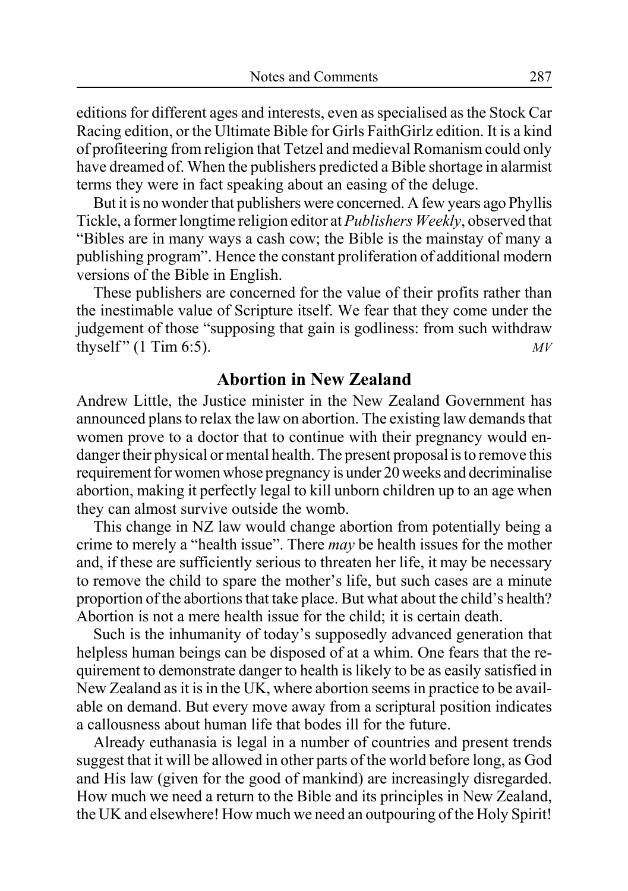editions for different ages and interests, even as specialised as the Stock Car Racing edition, or the Ultimate Bible for Girls FaithGirlz edition. It is a kind of profiteering from religion that Tetzel and medieval Romanism could only have dreamed of. When the publishers predicted a Bible shortage in alarmist terms they were in fact speaking about an easing of the deluge.

But it is no wonder that publishers were concerned. A few years ago Phyllis Tickle, a former longtime religion editor at *Publishers Weekly*, observed that "Bibles are in many ways a cash cow; the Bible is the mainstay of many a publishing program". Hence the constant proliferation of additional modern versions of the Bible in English.

These publishers are concerned for the value of their profits rather than the inestimable value of Scripture itself. We fear that they come under the judgement of those "supposing that gain is godliness: from such withdraw thyself" (1 Tim 6:5). *MV*

## Abortion in New Zealand

Andrew Little, the Justice minister in the New Zealand Government has announced plans to relax the law on abortion. The existing law demands that women prove to a doctor that to continue with their pregnancy would endanger their physical or mental health. The present proposal is to remove this requirement for women whose pregnancy is under 20 weeks and decriminalise abortion, making it perfectly legal to kill unborn children up to an age when they can almost survive outside the womb.

This change in NZ law would change abortion from potentially being a crime to merely a "health issue". There *may* be health issues for the mother and, if these are sufficiently serious to threaten her life, it may be necessary to remove the child to spare the mother's life, but such cases are a minute proportion of the abortions that take place. But what about the child's health? Abortion is not a mere health issue for the child; it is certain death.

Such is the inhumanity of today's supposedly advanced generation that helpless human beings can be disposed of at a whim. One fears that the requirement to demonstrate danger to health is likely to be as easily satisfied in New Zealand as it is in the UK, where abortion seems in practice to be available on demand. But every move away from a scriptural position indicates a callousness about human life that bodes ill for the future.

Already euthanasia is legal in a number of countries and present trends suggest that it will be allowed in other parts of the world before long, as God and His law (given for the good of mankind) are increasingly disregarded. How much we need a return to the Bible and its principles in New Zealand, the UK and elsewhere! How much we need an outpouring of the Holy Spirit!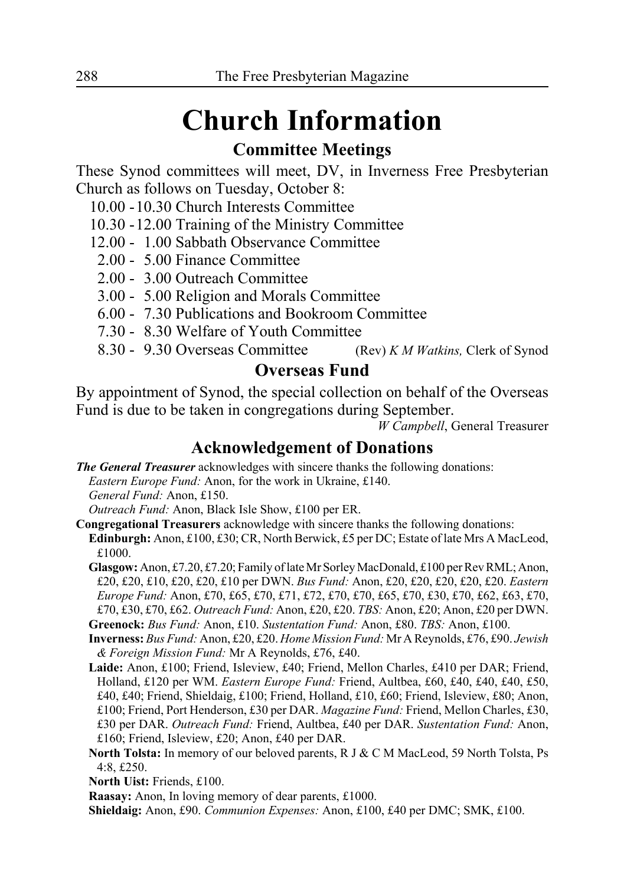# Church Information

## Committee Meetings

These Synod committees will meet, DV, in Inverness Free Presbyterian Church as follows on Tuesday, October 8:

10.00 - 10.30 Church Interests Committee
10.30 - 12.00 Training of the Ministry Committee
12.00 - 1.00 Sabbath Observance Committee
2.00 - 5.00 Finance Committee
2.00 - 3.00 Outreach Committee
3.00 - 5.00 Religion and Morals Committee
6.00 - 7.30 Publications and Bookroom Committee
7.30 - 8.30 Welfare of Youth Committee
8.30 - 9.30 Overseas Committee

(Rev) *K M Watkins,* Clerk of Synod

## Overseas Fund

By appointment of Synod, the special collection on behalf of the Overseas Fund is due to be taken in congregations during September.

*W Campbell*, General Treasurer

## Acknowledgement of Donations

***The General Treasurer*** acknowledges with sincere thanks the following donations:

*Eastern Europe Fund:* Anon, for the work in Ukraine, £140.
*General Fund:* Anon, £150.
*Outreach Fund:* Anon, Black Isle Show, £100 per ER.

**Congregational Treasurers** acknowledge with sincere thanks the following donations:

**Edinburgh:** Anon, £100, £30; CR, North Berwick, £5 per DC; Estate of late Mrs A MacLeod, £1000.

**Glasgow:** Anon, £7.20, £7.20; Family of late Mr Sorley MacDonald, £100 per Rev RML; Anon, £20, £20, £10, £20, £20, £10 per DWN. *Bus Fund:* Anon, £20, £20, £20, £20, £20. *Eastern Europe Fund:* Anon, £70, £65, £70, £71, £72, £70, £70, £65, £70, £30, £70, £62, £63, £70, £70, £30, £70, £62. *Outreach Fund:* Anon, £20, £20. *TBS:* Anon, £20; Anon, £20 per DWN.

**Greenock:** *Bus Fund:* Anon, £10. *Sustentation Fund:* Anon, £80. *TBS:* Anon, £100.

**Inverness:** *Bus Fund:* Anon, £20, £20. *Home Mission Fund:* Mr A Reynolds, £76, £90. *Jewish & Foreign Mission Fund:* Mr A Reynolds, £76, £40.

**Laide:** Anon, £100; Friend, Isleview, £40; Friend, Mellon Charles, £410 per DAR; Friend, Holland, £120 per WM. *Eastern Europe Fund:* Friend, Aultbea, £60, £40, £40, £40, £50, £40, £40; Friend, Shieldaig, £100; Friend, Holland, £10, £60; Friend, Isleview, £80; Anon, £100; Friend, Port Henderson, £30 per DAR. *Magazine Fund:* Friend, Mellon Charles, £30, £30 per DAR. *Outreach Fund:* Friend, Aultbea, £40 per DAR. *Sustentation Fund:* Anon, £160; Friend, Isleview, £20; Anon, £40 per DAR.

**North Tolsta:** In memory of our beloved parents, R J & C M MacLeod, 59 North Tolsta, Ps 4:8, £250.

**North Uist:** Friends, £100.

**Raasay:** Anon, In loving memory of dear parents, £1000.

**Shieldaig:** Anon, £90. *Communion Expenses:* Anon, £100, £40 per DMC; SMK, £100.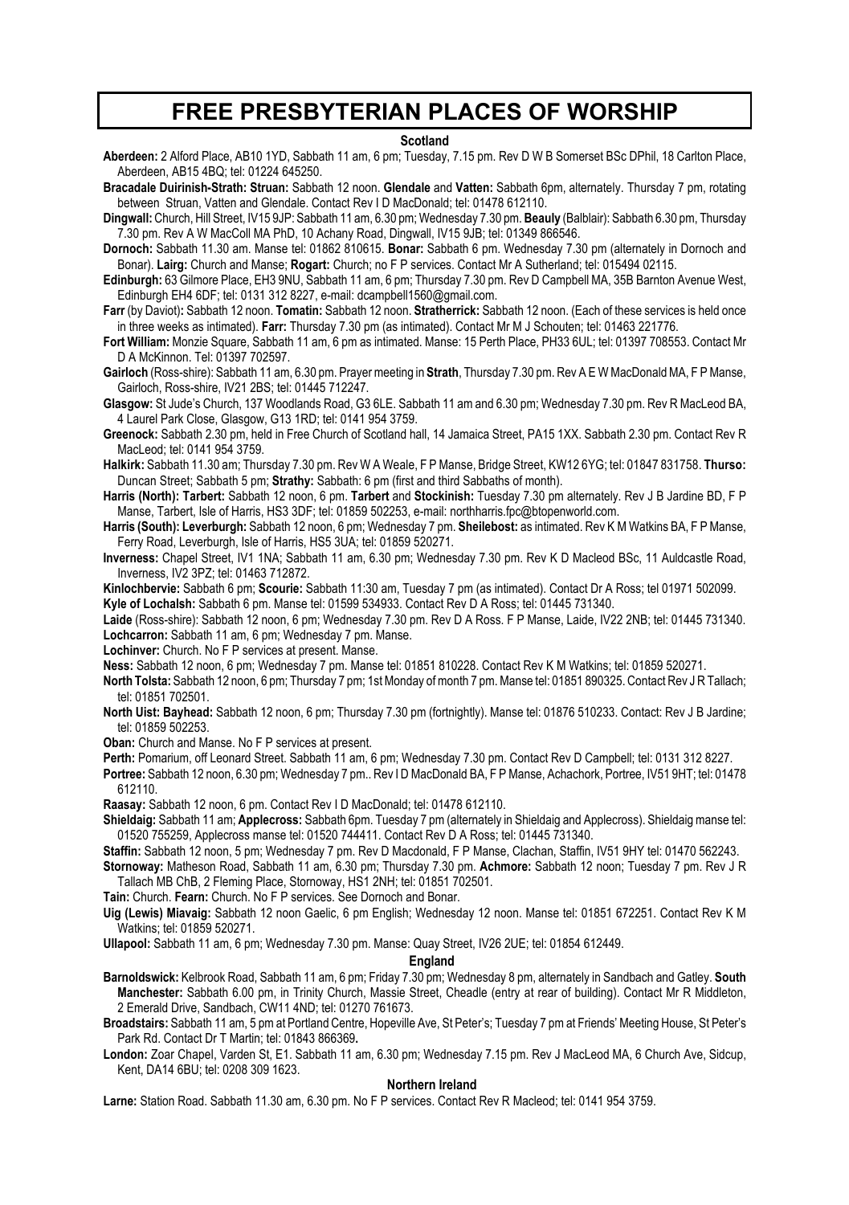# FREE PRESBYTERIAN PLACES OF WORSHIP

## Scotland

**Aberdeen:** 2 Alford Place, AB10 1YD, Sabbath 11 am, 6 pm; Tuesday, 7.15 pm. Rev D W B Somerset BSc DPhil, 18 Carlton Place, Aberdeen, AB15 4BQ; tel: 01224 645250.

**Bracadale Duirinish-Strath: Struan:** Sabbath 12 noon. **Glendale** and **Vatten:** Sabbath 6pm, alternately. Thursday 7 pm, rotating between Struan, Vatten and Glendale. Contact Rev I D MacDonald; tel: 01478 612110.

**Dingwall:** Church, Hill Street, IV15 9JP: Sabbath 11 am, 6.30 pm; Wednesday 7.30 pm. **Beauly** (Balblair): Sabbath 6.30 pm, Thursday 7.30 pm. Rev A W MacColl MA PhD, 10 Achany Road, Dingwall, IV15 9JB; tel: 01349 866546.

**Dornoch:** Sabbath 11.30 am. Manse tel: 01862 810615. **Bonar:** Sabbath 6 pm. Wednesday 7.30 pm (alternately in Dornoch and Bonar). **Lairg:** Church and Manse; **Rogart:** Church; no F P services. Contact Mr A Sutherland; tel: 015494 02115.

**Edinburgh:** 63 Gilmore Place, EH3 9NU, Sabbath 11 am, 6 pm; Thursday 7.30 pm. Rev D Campbell MA, 35B Barnton Avenue West, Edinburgh EH4 6DF; tel: 0131 312 8227, e-mail: dcampbell1560@gmail.com.

**Farr** (by Daviot)**:** Sabbath 12 noon. **Tomatin:** Sabbath 12 noon. **Stratherrick:** Sabbath 12 noon. (Each of these services is held once in three weeks as intimated). **Farr:** Thursday 7.30 pm (as intimated). Contact Mr M J Schouten; tel: 01463 221776.

**Fort William:** Monzie Square, Sabbath 11 am, 6 pm as intimated. Manse: 15 Perth Place, PH33 6UL; tel: 01397 708553. Contact Mr D A McKinnon. Tel: 01397 702597.

**Gairloch** (Ross-shire): Sabbath 11 am, 6.30 pm. Prayer meeting in **Strath**, Thursday 7.30 pm. Rev A E W MacDonald MA, F P Manse, Gairloch, Ross-shire, IV21 2BS; tel: 01445 712247.

**Glasgow:** St Jude's Church, 137 Woodlands Road, G3 6LE. Sabbath 11 am and 6.30 pm; Wednesday 7.30 pm. Rev R MacLeod BA, 4 Laurel Park Close, Glasgow, G13 1RD; tel: 0141 954 3759.

**Greenock:** Sabbath 2.30 pm, held in Free Church of Scotland hall, 14 Jamaica Street, PA15 1XX. Sabbath 2.30 pm. Contact Rev R MacLeod; tel: 0141 954 3759.

**Halkirk:** Sabbath 11.30 am; Thursday 7.30 pm. Rev W A Weale, F P Manse, Bridge Street, KW12 6YG; tel: 01847 831758. **Thurso:** Duncan Street; Sabbath 5 pm; **Strathy:** Sabbath: 6 pm (first and third Sabbaths of month).

**Harris (North): Tarbert:** Sabbath 12 noon, 6 pm. **Tarbert** and **Stockinish:** Tuesday 7.30 pm alternately. Rev J B Jardine BD, F P Manse, Tarbert, Isle of Harris, HS3 3DF; tel: 01859 502253, e-mail: northharris.fpc@btopenworld.com.

**Harris (South): Leverburgh:** Sabbath 12 noon, 6 pm; Wednesday 7 pm. **Sheilebost:** as intimated. Rev K M Watkins BA, F P Manse, Ferry Road, Leverburgh, Isle of Harris, HS5 3UA; tel: 01859 520271.

**Inverness:** Chapel Street, IV1 1NA; Sabbath 11 am, 6.30 pm; Wednesday 7.30 pm. Rev K D Macleod BSc, 11 Auldcastle Road, Inverness, IV2 3PZ; tel: 01463 712872.

**Kinlochbervie:** Sabbath 6 pm; **Scourie:** Sabbath 11:30 am, Tuesday 7 pm (as intimated). Contact Dr A Ross; tel 01971 502099.

**Kyle of Lochalsh:** Sabbath 6 pm. Manse tel: 01599 534933. Contact Rev D A Ross; tel: 01445 731340.

**Laide** (Ross-shire): Sabbath 12 noon, 6 pm; Wednesday 7.30 pm. Rev D A Ross. F P Manse, Laide, IV22 2NB; tel: 01445 731340.

**Lochcarron:** Sabbath 11 am, 6 pm; Wednesday 7 pm. Manse.

**Lochinver:** Church. No F P services at present. Manse.

**Ness:** Sabbath 12 noon, 6 pm; Wednesday 7 pm. Manse tel: 01851 810228. Contact Rev K M Watkins; tel: 01859 520271.

**North Tolsta:** Sabbath 12 noon, 6 pm; Thursday 7 pm; 1st Monday of month 7 pm. Manse tel: 01851 890325. Contact Rev J R Tallach; tel: 01851 702501.

**North Uist: Bayhead:** Sabbath 12 noon, 6 pm; Thursday 7.30 pm (fortnightly). Manse tel: 01876 510233. Contact: Rev J B Jardine; tel: 01859 502253.

**Oban:** Church and Manse. No F P services at present.

**Perth:** Pomarium, off Leonard Street. Sabbath 11 am, 6 pm; Wednesday 7.30 pm. Contact Rev D Campbell; tel: 0131 312 8227.

**Portree:** Sabbath 12 noon, 6.30 pm; Wednesday 7 pm.. Rev I D MacDonald BA, F P Manse, Achachork, Portree, IV51 9HT; tel: 01478 612110.

**Raasay:** Sabbath 12 noon, 6 pm. Contact Rev I D MacDonald; tel: 01478 612110.

**Shieldaig:** Sabbath 11 am; **Applecross:** Sabbath 6pm. Tuesday 7 pm (alternately in Shieldaig and Applecross). Shieldaig manse tel: 01520 755259, Applecross manse tel: 01520 744411. Contact Rev D A Ross; tel: 01445 731340.

**Staffin:** Sabbath 12 noon, 5 pm; Wednesday 7 pm. Rev D Macdonald, F P Manse, Clachan, Staffin, IV51 9HY tel: 01470 562243.

**Stornoway:** Matheson Road, Sabbath 11 am, 6.30 pm; Thursday 7.30 pm. **Achmore:** Sabbath 12 noon; Tuesday 7 pm. Rev J R Tallach MB ChB, 2 Fleming Place, Stornoway, HS1 2NH; tel: 01851 702501.

**Tain:** Church. **Fearn:** Church. No F P services. See Dornoch and Bonar.

**Uig (Lewis) Miavaig:** Sabbath 12 noon Gaelic, 6 pm English; Wednesday 12 noon. Manse tel: 01851 672251. Contact Rev K M Watkins; tel: 01859 520271.

**Ullapool:** Sabbath 11 am, 6 pm; Wednesday 7.30 pm. Manse: Quay Street, IV26 2UE; tel: 01854 612449.

## England

**Barnoldswick:** Kelbrook Road, Sabbath 11 am, 6 pm; Friday 7.30 pm; Wednesday 8 pm, alternately in Sandbach and Gatley. **South Manchester:** Sabbath 6.00 pm, in Trinity Church, Massie Street, Cheadle (entry at rear of building). Contact Mr R Middleton, 2 Emerald Drive, Sandbach, CW11 4ND; tel: 01270 761673.

**Broadstairs:** Sabbath 11 am, 5 pm at Portland Centre, Hopeville Ave, St Peter's; Tuesday 7 pm at Friends' Meeting House, St Peter's Park Rd. Contact Dr T Martin; tel: 01843 866369**.**

**London:** Zoar Chapel, Varden St, E1. Sabbath 11 am, 6.30 pm; Wednesday 7.15 pm. Rev J MacLeod MA, 6 Church Ave, Sidcup, Kent, DA14 6BU; tel: 0208 309 1623.

## Northern Ireland

**Larne:** Station Road. Sabbath 11.30 am, 6.30 pm. No F P services. Contact Rev R Macleod; tel: 0141 954 3759.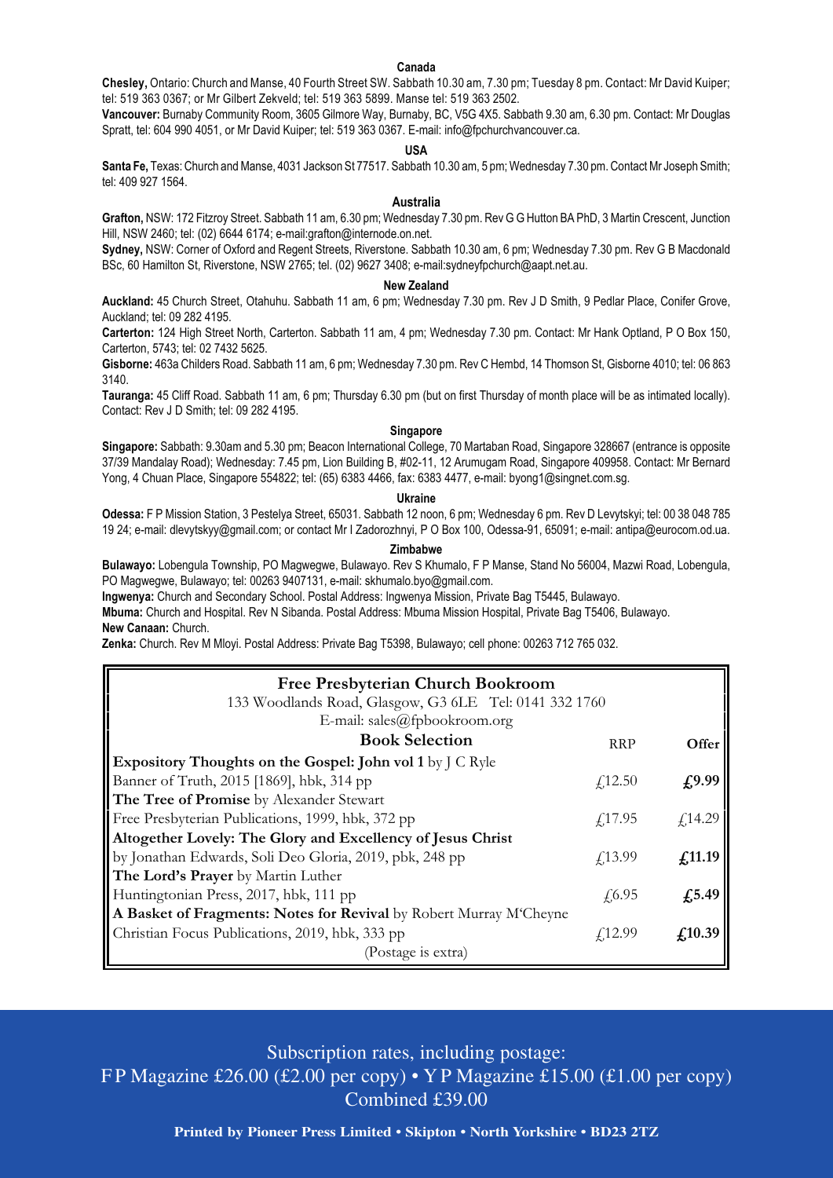### Canada

**Chesley,** Ontario: Church and Manse, 40 Fourth Street SW. Sabbath 10.30 am, 7.30 pm; Tuesday 8 pm. Contact: Mr David Kuiper; tel: 519 363 0367; or Mr Gilbert Zekveld; tel: 519 363 5899. Manse tel: 519 363 2502.

**Vancouver:** Burnaby Community Room, 3605 Gilmore Way, Burnaby, BC, V5G 4X5. Sabbath 9.30 am, 6.30 pm. Contact: Mr Douglas Spratt, tel: 604 990 4051, or Mr David Kuiper; tel: 519 363 0367. E-mail: info@fpchurchvancouver.ca.

### USA

**Santa Fe,** Texas: Church and Manse, 4031 Jackson St 77517. Sabbath 10.30 am, 5 pm; Wednesday 7.30 pm. Contact Mr Joseph Smith; tel: 409 927 1564.

### Australia

**Grafton,** NSW: 172 Fitzroy Street. Sabbath 11 am, 6.30 pm; Wednesday 7.30 pm. Rev G G Hutton BA PhD, 3 Martin Crescent, Junction Hill, NSW 2460; tel: (02) 6644 6174; e-mail:grafton@internode.on.net.

**Sydney,** NSW: Corner of Oxford and Regent Streets, Riverstone. Sabbath 10.30 am, 6 pm; Wednesday 7.30 pm. Rev G B Macdonald BSc, 60 Hamilton St, Riverstone, NSW 2765; tel. (02) 9627 3408; e-mail:sydneyfpchurch@aapt.net.au.

### New Zealand

**Auckland:** 45 Church Street, Otahuhu. Sabbath 11 am, 6 pm; Wednesday 7.30 pm. Rev J D Smith, 9 Pedlar Place, Conifer Grove, Auckland; tel: 09 282 4195.

**Carterton:** 124 High Street North, Carterton. Sabbath 11 am, 4 pm; Wednesday 7.30 pm. Contact: Mr Hank Optland, P O Box 150, Carterton, 5743; tel: 02 7432 5625.

**Gisborne:** 463a Childers Road. Sabbath 11 am, 6 pm; Wednesday 7.30 pm. Rev C Hembd, 14 Thomson St, Gisborne 4010; tel: 06 863 3140.

**Tauranga:** 45 Cliff Road. Sabbath 11 am, 6 pm; Thursday 6.30 pm (but on first Thursday of month place will be as intimated locally). Contact: Rev J D Smith; tel: 09 282 4195.

### Singapore

**Singapore:** Sabbath: 9.30am and 5.30 pm; Beacon International College, 70 Martaban Road, Singapore 328667 (entrance is opposite 37/39 Mandalay Road); Wednesday: 7.45 pm, Lion Building B, #02-11, 12 Arumugam Road, Singapore 409958. Contact: Mr Bernard Yong, 4 Chuan Place, Singapore 554822; tel: (65) 6383 4466, fax: 6383 4477, e-mail: byong1@singnet.com.sg.

### Ukraine

**Odessa:** F P Mission Station, 3 Pestelya Street, 65031. Sabbath 12 noon, 6 pm; Wednesday 6 pm. Rev D Levytskyi; tel: 00 38 048 785 19 24; e-mail: dlevytskyy@gmail.com; or contact Mr I Zadorozhnyi, P O Box 100, Odessa-91, 65091; e-mail: antipa@eurocom.od.ua.

### Zimbabwe

**Bulawayo:** Lobengula Township, PO Magwegwe, Bulawayo. Rev S Khumalo, F P Manse, Stand No 56004, Mazwi Road, Lobengula, PO Magwegwe, Bulawayo; tel: 00263 9407131, e-mail: skhumalo.byo@gmail.com.

**Ingwenya:** Church and Secondary School. Postal Address: Ingwenya Mission, Private Bag T5445, Bulawayo.

**Mbuma:** Church and Hospital. Rev N Sibanda. Postal Address: Mbuma Mission Hospital, Private Bag T5406, Bulawayo.

**New Canaan:** Church.

**Zenka:** Church. Rev M Mloyi. Postal Address: Private Bag T5398, Bulawayo; cell phone: 00263 712 765 032.

---

**Free Presbyterian Church Bookroom**

133 Woodlands Road, Glasgow, G3 6LE Tel: 0141 332 1760

E-mail: sales@fpbookroom.org

| Book Selection | RRP | Offer |
|---|---|---|
| **Expository Thoughts on the Gospel: John vol 1** by J C Ryle | | |
| Banner of Truth, 2015 [1869], hbk, 314 pp | £12.50 | **£9.99** |
| **The Tree of Promise** by Alexander Stewart | | |
| Free Presbyterian Publications, 1999, hbk, 372 pp | £17.95 | £14.29 |
| **Altogether Lovely: The Glory and Excellency of Jesus Christ** | | |
| by Jonathan Edwards, Soli Deo Gloria, 2019, pbk, 248 pp | £13.99 | **£11.19** |
| **The Lord's Prayer** by Martin Luther | | |
| Huntingtonian Press, 2017, hbk, 111 pp | £6.95 | **£5.49** |
| **A Basket of Fragments: Notes for Revival** by Robert Murray M'Cheyne | | |
| Christian Focus Publications, 2019, hbk, 333 pp | £12.99 | **£10.39** |

(Postage is extra)

---

Subscription rates, including postage:
F P Magazine £26.00 (£2.00 per copy) • Y P Magazine £15.00 (£1.00 per copy)
Combined £39.00

**Printed by Pioneer Press Limited • Skipton • North Yorkshire • BD23 2TZ**